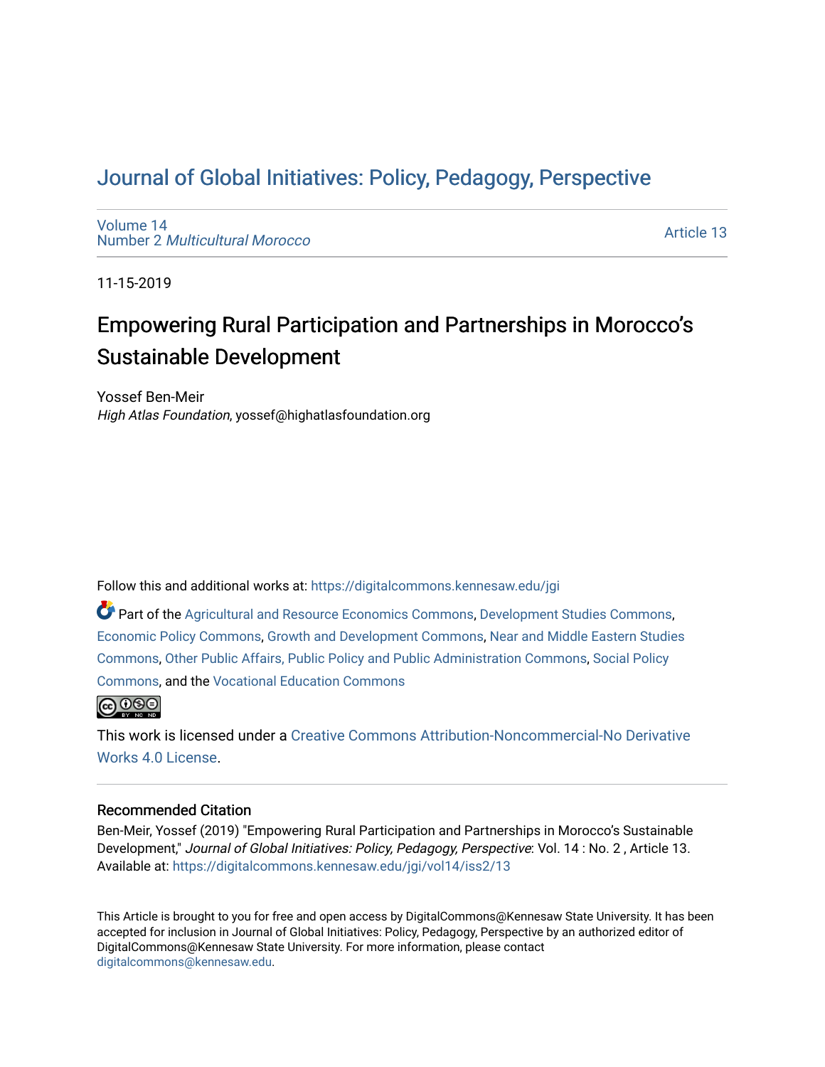# Journal of Global Initiatives: Policy, Pedagogy, Perspective

Volume 14
Number 2 *Multicultural Morocco*

Article 13

11-15-2019

## Empowering Rural Participation and Partnerships in Morocco's Sustainable Development

Yossef Ben-Meir
*High Atlas Foundation*, yossef@highatlasfoundation.org

Follow this and additional works at: https://digitalcommons.kennesaw.edu/jgi

Part of the Agricultural and Resource Economics Commons, Development Studies Commons, Economic Policy Commons, Growth and Development Commons, Near and Middle Eastern Studies Commons, Other Public Affairs, Public Policy and Public Administration Commons, Social Policy Commons, and the Vocational Education Commons

This work is licensed under a Creative Commons Attribution-Noncommercial-No Derivative Works 4.0 License.

### Recommended Citation

Ben-Meir, Yossef (2019) "Empowering Rural Participation and Partnerships in Morocco's Sustainable Development," *Journal of Global Initiatives: Policy, Pedagogy, Perspective*: Vol. 14 : No. 2 , Article 13.
Available at: https://digitalcommons.kennesaw.edu/jgi/vol14/iss2/13

This Article is brought to you for free and open access by DigitalCommons@Kennesaw State University. It has been accepted for inclusion in Journal of Global Initiatives: Policy, Pedagogy, Perspective by an authorized editor of DigitalCommons@Kennesaw State University. For more information, please contact digitalcommons@kennesaw.edu.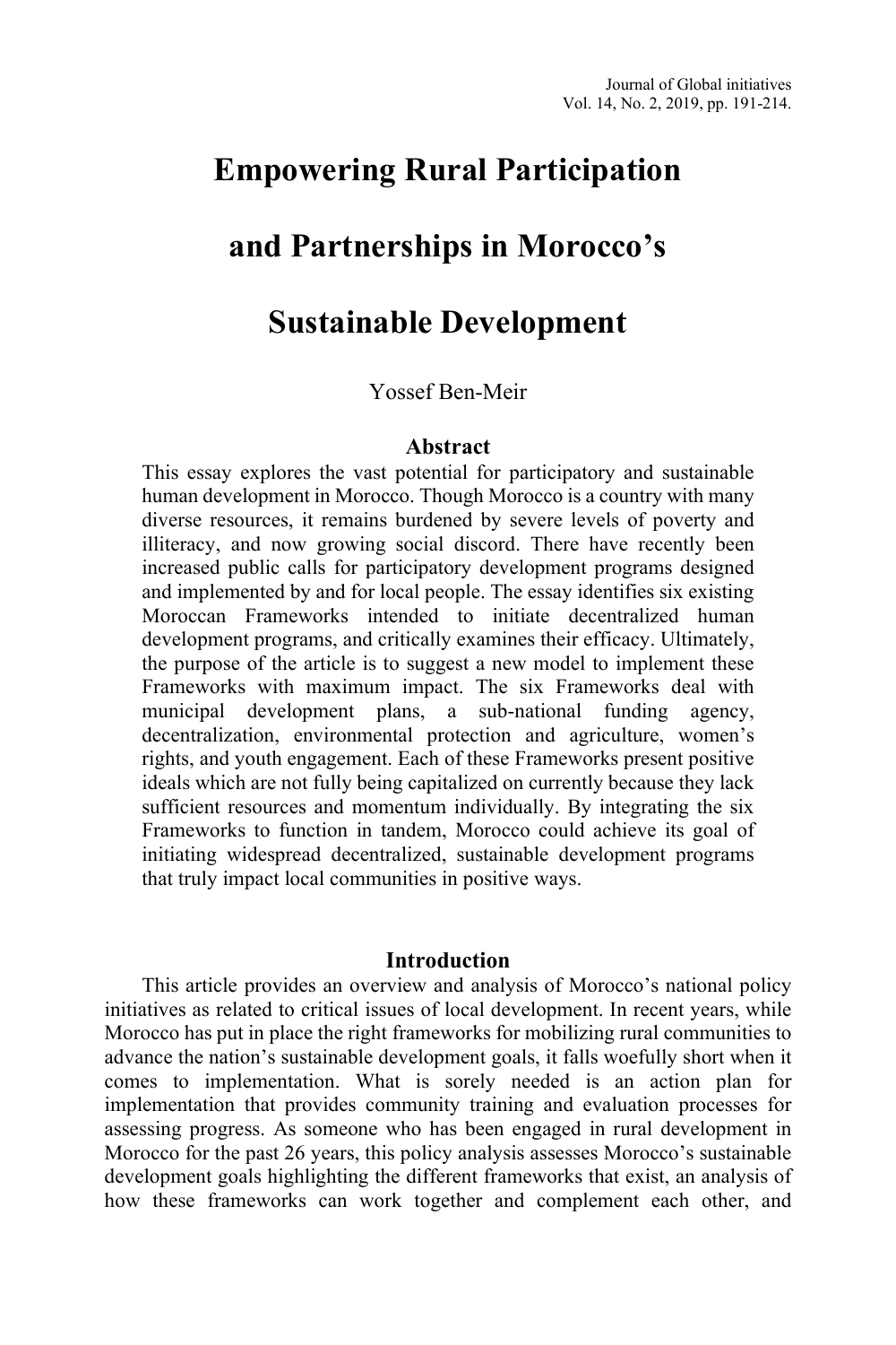# Empowering Rural Participation and Partnerships in Morocco's Sustainable Development

Yossef Ben-Meir

## Abstract

This essay explores the vast potential for participatory and sustainable human development in Morocco. Though Morocco is a country with many diverse resources, it remains burdened by severe levels of poverty and illiteracy, and now growing social discord. There have recently been increased public calls for participatory development programs designed and implemented by and for local people. The essay identifies six existing Moroccan Frameworks intended to initiate decentralized human development programs, and critically examines their efficacy. Ultimately, the purpose of the article is to suggest a new model to implement these Frameworks with maximum impact. The six Frameworks deal with municipal development plans, a sub-national funding agency, decentralization, environmental protection and agriculture, women's rights, and youth engagement. Each of these Frameworks present positive ideals which are not fully being capitalized on currently because they lack sufficient resources and momentum individually. By integrating the six Frameworks to function in tandem, Morocco could achieve its goal of initiating widespread decentralized, sustainable development programs that truly impact local communities in positive ways.

## Introduction

This article provides an overview and analysis of Morocco's national policy initiatives as related to critical issues of local development. In recent years, while Morocco has put in place the right frameworks for mobilizing rural communities to advance the nation's sustainable development goals, it falls woefully short when it comes to implementation. What is sorely needed is an action plan for implementation that provides community training and evaluation processes for assessing progress. As someone who has been engaged in rural development in Morocco for the past 26 years, this policy analysis assesses Morocco's sustainable development goals highlighting the different frameworks that exist, an analysis of how these frameworks can work together and complement each other, and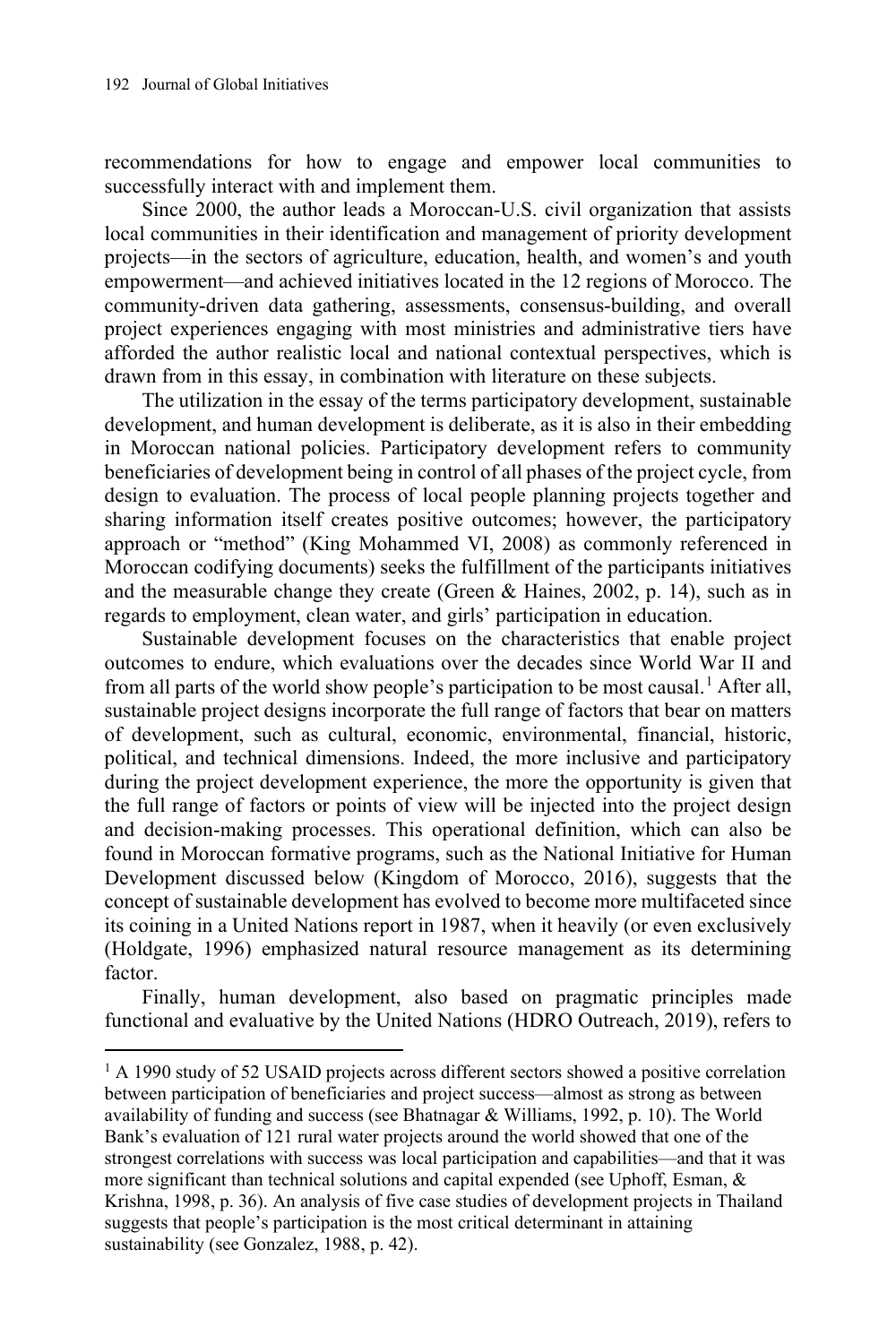recommendations for how to engage and empower local communities to successfully interact with and implement them.

Since 2000, the author leads a Moroccan-U.S. civil organization that assists local communities in their identification and management of priority development projects—in the sectors of agriculture, education, health, and women's and youth empowerment—and achieved initiatives located in the 12 regions of Morocco. The community-driven data gathering, assessments, consensus-building, and overall project experiences engaging with most ministries and administrative tiers have afforded the author realistic local and national contextual perspectives, which is drawn from in this essay, in combination with literature on these subjects.

The utilization in the essay of the terms participatory development, sustainable development, and human development is deliberate, as it is also in their embedding in Moroccan national policies. Participatory development refers to community beneficiaries of development being in control of all phases of the project cycle, from design to evaluation. The process of local people planning projects together and sharing information itself creates positive outcomes; however, the participatory approach or "method" (King Mohammed VI, 2008) as commonly referenced in Moroccan codifying documents) seeks the fulfillment of the participants initiatives and the measurable change they create (Green & Haines, 2002, p. 14), such as in regards to employment, clean water, and girls' participation in education.

Sustainable development focuses on the characteristics that enable project outcomes to endure, which evaluations over the decades since World War II and from all parts of the world show people's participation to be most causal.[1] After all, sustainable project designs incorporate the full range of factors that bear on matters of development, such as cultural, economic, environmental, financial, historic, political, and technical dimensions. Indeed, the more inclusive and participatory during the project development experience, the more the opportunity is given that the full range of factors or points of view will be injected into the project design and decision-making processes. This operational definition, which can also be found in Moroccan formative programs, such as the National Initiative for Human Development discussed below (Kingdom of Morocco, 2016), suggests that the concept of sustainable development has evolved to become more multifaceted since its coining in a United Nations report in 1987, when it heavily (or even exclusively (Holdgate, 1996) emphasized natural resource management as its determining factor.

Finally, human development, also based on pragmatic principles made functional and evaluative by the United Nations (HDRO Outreach, 2019), refers to

---

[1] A 1990 study of 52 USAID projects across different sectors showed a positive correlation between participation of beneficiaries and project success—almost as strong as between availability of funding and success (see Bhatnagar & Williams, 1992, p. 10). The World Bank's evaluation of 121 rural water projects around the world showed that one of the strongest correlations with success was local participation and capabilities—and that it was more significant than technical solutions and capital expended (see Uphoff, Esman, & Krishna, 1998, p. 36). An analysis of five case studies of development projects in Thailand suggests that people's participation is the most critical determinant in attaining sustainability (see Gonzalez, 1988, p. 42).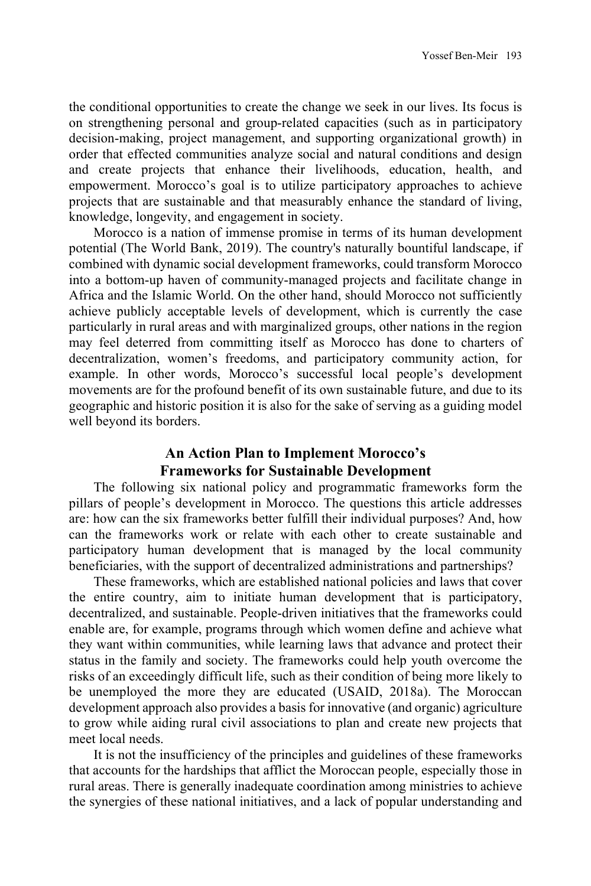the conditional opportunities to create the change we seek in our lives. Its focus is on strengthening personal and group-related capacities (such as in participatory decision-making, project management, and supporting organizational growth) in order that effected communities analyze social and natural conditions and design and create projects that enhance their livelihoods, education, health, and empowerment. Morocco's goal is to utilize participatory approaches to achieve projects that are sustainable and that measurably enhance the standard of living, knowledge, longevity, and engagement in society.

Morocco is a nation of immense promise in terms of its human development potential (The World Bank, 2019). The country's naturally bountiful landscape, if combined with dynamic social development frameworks, could transform Morocco into a bottom-up haven of community-managed projects and facilitate change in Africa and the Islamic World. On the other hand, should Morocco not sufficiently achieve publicly acceptable levels of development, which is currently the case particularly in rural areas and with marginalized groups, other nations in the region may feel deterred from committing itself as Morocco has done to charters of decentralization, women's freedoms, and participatory community action, for example. In other words, Morocco's successful local people's development movements are for the profound benefit of its own sustainable future, and due to its geographic and historic position it is also for the sake of serving as a guiding model well beyond its borders.

## An Action Plan to Implement Morocco's Frameworks for Sustainable Development

The following six national policy and programmatic frameworks form the pillars of people's development in Morocco. The questions this article addresses are: how can the six frameworks better fulfill their individual purposes? And, how can the frameworks work or relate with each other to create sustainable and participatory human development that is managed by the local community beneficiaries, with the support of decentralized administrations and partnerships?

These frameworks, which are established national policies and laws that cover the entire country, aim to initiate human development that is participatory, decentralized, and sustainable. People-driven initiatives that the frameworks could enable are, for example, programs through which women define and achieve what they want within communities, while learning laws that advance and protect their status in the family and society. The frameworks could help youth overcome the risks of an exceedingly difficult life, such as their condition of being more likely to be unemployed the more they are educated (USAID, 2018a). The Moroccan development approach also provides a basis for innovative (and organic) agriculture to grow while aiding rural civil associations to plan and create new projects that meet local needs.

It is not the insufficiency of the principles and guidelines of these frameworks that accounts for the hardships that afflict the Moroccan people, especially those in rural areas. There is generally inadequate coordination among ministries to achieve the synergies of these national initiatives, and a lack of popular understanding and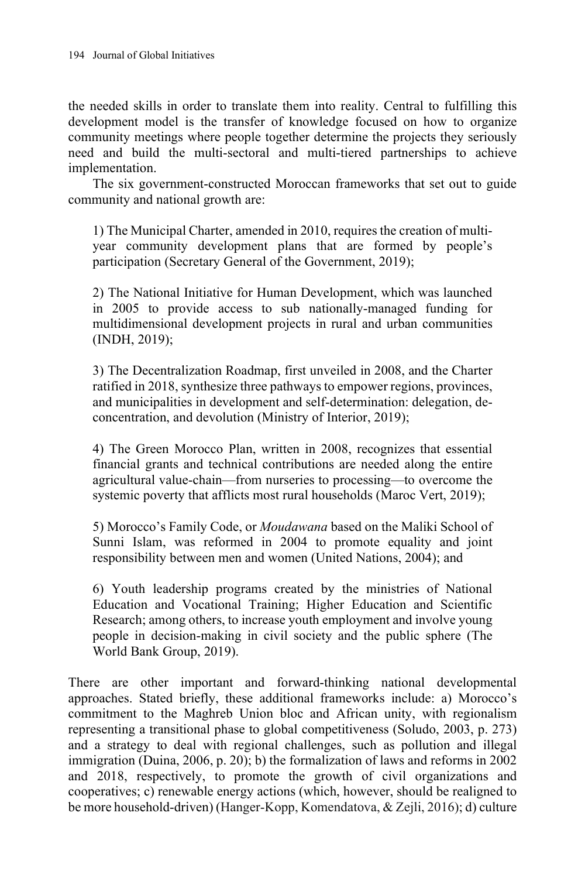the needed skills in order to translate them into reality. Central to fulfilling this development model is the transfer of knowledge focused on how to organize community meetings where people together determine the projects they seriously need and build the multi-sectoral and multi-tiered partnerships to achieve implementation.

The six government-constructed Moroccan frameworks that set out to guide community and national growth are:

> 1) The Municipal Charter, amended in 2010, requires the creation of multi-year community development plans that are formed by people's participation (Secretary General of the Government, 2019);
>
> 2) The National Initiative for Human Development, which was launched in 2005 to provide access to sub nationally-managed funding for multidimensional development projects in rural and urban communities (INDH, 2019);
>
> 3) The Decentralization Roadmap, first unveiled in 2008, and the Charter ratified in 2018, synthesize three pathways to empower regions, provinces, and municipalities in development and self-determination: delegation, de-concentration, and devolution (Ministry of Interior, 2019);
>
> 4) The Green Morocco Plan, written in 2008, recognizes that essential financial grants and technical contributions are needed along the entire agricultural value-chain—from nurseries to processing—to overcome the systemic poverty that afflicts most rural households (Maroc Vert, 2019);
>
> 5) Morocco's Family Code, or *Moudawana* based on the Maliki School of Sunni Islam, was reformed in 2004 to promote equality and joint responsibility between men and women (United Nations, 2004); and
>
> 6) Youth leadership programs created by the ministries of National Education and Vocational Training; Higher Education and Scientific Research; among others, to increase youth employment and involve young people in decision-making in civil society and the public sphere (The World Bank Group, 2019).

There are other important and forward-thinking national developmental approaches. Stated briefly, these additional frameworks include: a) Morocco's commitment to the Maghreb Union bloc and African unity, with regionalism representing a transitional phase to global competitiveness (Soludo, 2003, p. 273) and a strategy to deal with regional challenges, such as pollution and illegal immigration (Duina, 2006, p. 20); b) the formalization of laws and reforms in 2002 and 2018, respectively, to promote the growth of civil organizations and cooperatives; c) renewable energy actions (which, however, should be realigned to be more household-driven) (Hanger-Kopp, Komendatova, & Zejli, 2016); d) culture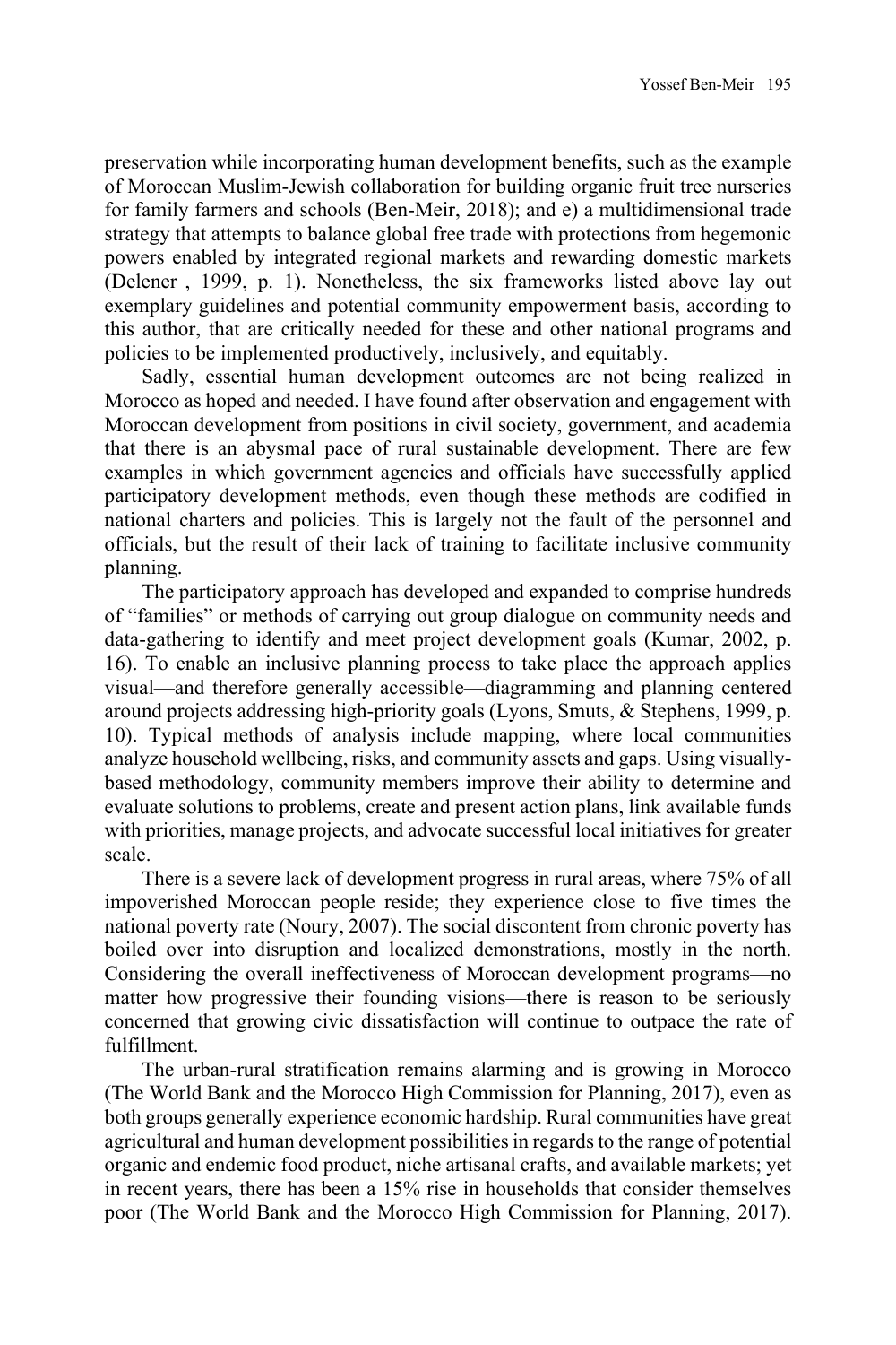preservation while incorporating human development benefits, such as the example of Moroccan Muslim-Jewish collaboration for building organic fruit tree nurseries for family farmers and schools (Ben-Meir, 2018); and e) a multidimensional trade strategy that attempts to balance global free trade with protections from hegemonic powers enabled by integrated regional markets and rewarding domestic markets (Delener , 1999, p. 1). Nonetheless, the six frameworks listed above lay out exemplary guidelines and potential community empowerment basis, according to this author, that are critically needed for these and other national programs and policies to be implemented productively, inclusively, and equitably.

Sadly, essential human development outcomes are not being realized in Morocco as hoped and needed. I have found after observation and engagement with Moroccan development from positions in civil society, government, and academia that there is an abysmal pace of rural sustainable development. There are few examples in which government agencies and officials have successfully applied participatory development methods, even though these methods are codified in national charters and policies. This is largely not the fault of the personnel and officials, but the result of their lack of training to facilitate inclusive community planning.

The participatory approach has developed and expanded to comprise hundreds of "families" or methods of carrying out group dialogue on community needs and data-gathering to identify and meet project development goals (Kumar, 2002, p. 16). To enable an inclusive planning process to take place the approach applies visual—and therefore generally accessible—diagramming and planning centered around projects addressing high-priority goals (Lyons, Smuts, & Stephens, 1999, p. 10). Typical methods of analysis include mapping, where local communities analyze household wellbeing, risks, and community assets and gaps. Using visually-based methodology, community members improve their ability to determine and evaluate solutions to problems, create and present action plans, link available funds with priorities, manage projects, and advocate successful local initiatives for greater scale.

There is a severe lack of development progress in rural areas, where 75% of all impoverished Moroccan people reside; they experience close to five times the national poverty rate (Noury, 2007). The social discontent from chronic poverty has boiled over into disruption and localized demonstrations, mostly in the north. Considering the overall ineffectiveness of Moroccan development programs—no matter how progressive their founding visions—there is reason to be seriously concerned that growing civic dissatisfaction will continue to outpace the rate of fulfillment.

The urban-rural stratification remains alarming and is growing in Morocco (The World Bank and the Morocco High Commission for Planning, 2017), even as both groups generally experience economic hardship. Rural communities have great agricultural and human development possibilities in regards to the range of potential organic and endemic food product, niche artisanal crafts, and available markets; yet in recent years, there has been a 15% rise in households that consider themselves poor (The World Bank and the Morocco High Commission for Planning, 2017).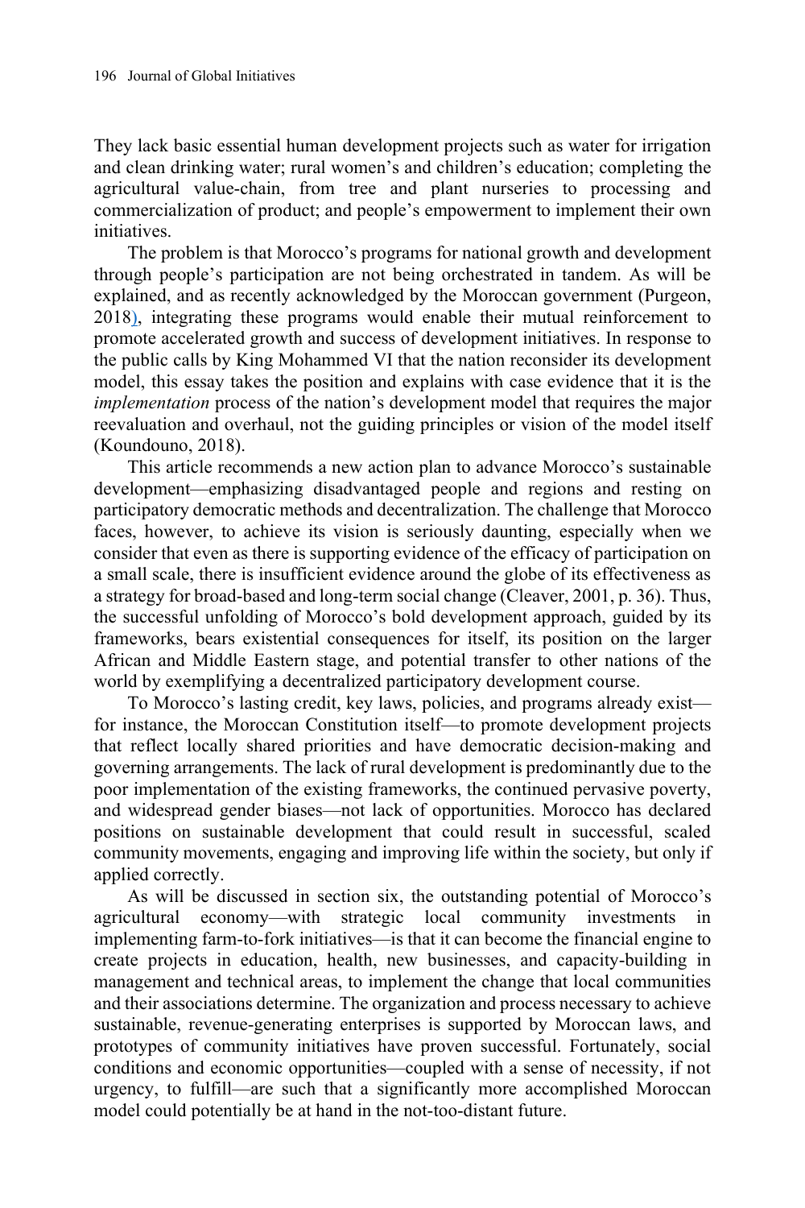They lack basic essential human development projects such as water for irrigation and clean drinking water; rural women's and children's education; completing the agricultural value-chain, from tree and plant nurseries to processing and commercialization of product; and people's empowerment to implement their own initiatives.

The problem is that Morocco's programs for national growth and development through people's participation are not being orchestrated in tandem. As will be explained, and as recently acknowledged by the Moroccan government (Purgeon, 2018), integrating these programs would enable their mutual reinforcement to promote accelerated growth and success of development initiatives. In response to the public calls by King Mohammed VI that the nation reconsider its development model, this essay takes the position and explains with case evidence that it is the *implementation* process of the nation's development model that requires the major reevaluation and overhaul, not the guiding principles or vision of the model itself (Koundouno, 2018).

This article recommends a new action plan to advance Morocco's sustainable development—emphasizing disadvantaged people and regions and resting on participatory democratic methods and decentralization. The challenge that Morocco faces, however, to achieve its vision is seriously daunting, especially when we consider that even as there is supporting evidence of the efficacy of participation on a small scale, there is insufficient evidence around the globe of its effectiveness as a strategy for broad-based and long-term social change (Cleaver, 2001, p. 36). Thus, the successful unfolding of Morocco's bold development approach, guided by its frameworks, bears existential consequences for itself, its position on the larger African and Middle Eastern stage, and potential transfer to other nations of the world by exemplifying a decentralized participatory development course.

To Morocco's lasting credit, key laws, policies, and programs already exist—for instance, the Moroccan Constitution itself—to promote development projects that reflect locally shared priorities and have democratic decision-making and governing arrangements. The lack of rural development is predominantly due to the poor implementation of the existing frameworks, the continued pervasive poverty, and widespread gender biases—not lack of opportunities. Morocco has declared positions on sustainable development that could result in successful, scaled community movements, engaging and improving life within the society, but only if applied correctly.

As will be discussed in section six, the outstanding potential of Morocco's agricultural economy—with strategic local community investments in implementing farm-to-fork initiatives—is that it can become the financial engine to create projects in education, health, new businesses, and capacity-building in management and technical areas, to implement the change that local communities and their associations determine. The organization and process necessary to achieve sustainable, revenue-generating enterprises is supported by Moroccan laws, and prototypes of community initiatives have proven successful. Fortunately, social conditions and economic opportunities—coupled with a sense of necessity, if not urgency, to fulfill—are such that a significantly more accomplished Moroccan model could potentially be at hand in the not-too-distant future.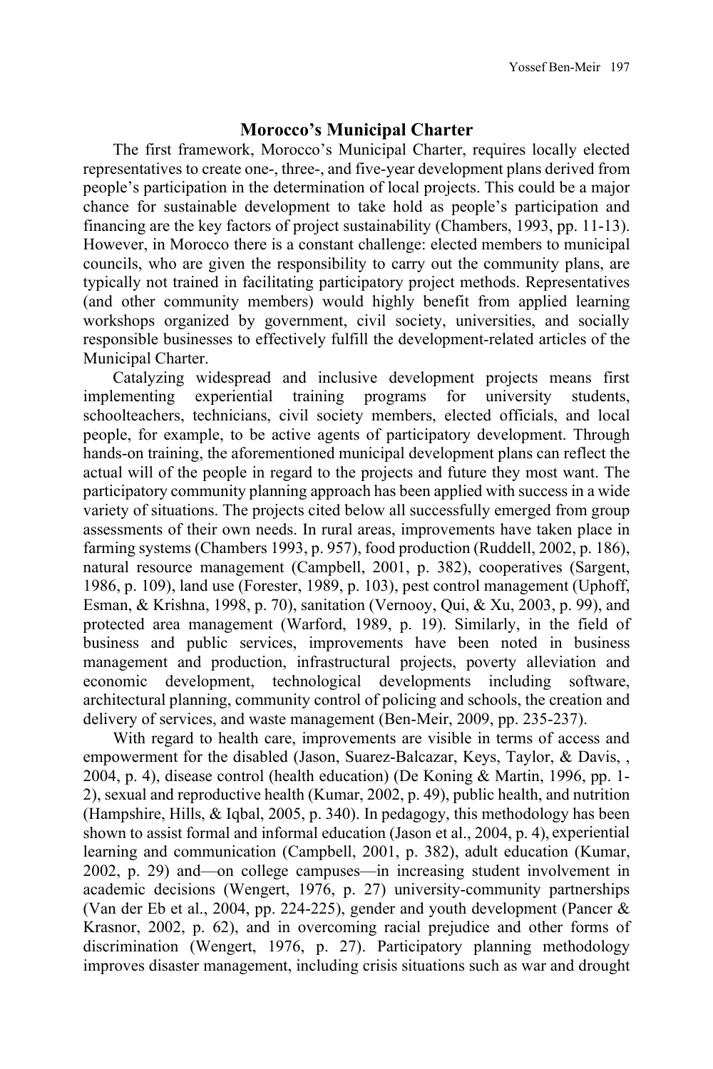## Morocco's Municipal Charter

The first framework, Morocco's Municipal Charter, requires locally elected representatives to create one-, three-, and five-year development plans derived from people's participation in the determination of local projects. This could be a major chance for sustainable development to take hold as people's participation and financing are the key factors of project sustainability (Chambers, 1993, pp. 11-13). However, in Morocco there is a constant challenge: elected members to municipal councils, who are given the responsibility to carry out the community plans, are typically not trained in facilitating participatory project methods. Representatives (and other community members) would highly benefit from applied learning workshops organized by government, civil society, universities, and socially responsible businesses to effectively fulfill the development-related articles of the Municipal Charter.

Catalyzing widespread and inclusive development projects means first implementing experiential training programs for university students, schoolteachers, technicians, civil society members, elected officials, and local people, for example, to be active agents of participatory development. Through hands-on training, the aforementioned municipal development plans can reflect the actual will of the people in regard to the projects and future they most want. The participatory community planning approach has been applied with success in a wide variety of situations. The projects cited below all successfully emerged from group assessments of their own needs. In rural areas, improvements have taken place in farming systems (Chambers 1993, p. 957), food production (Ruddell, 2002, p. 186), natural resource management (Campbell, 2001, p. 382), cooperatives (Sargent, 1986, p. 109), land use (Forester, 1989, p. 103), pest control management (Uphoff, Esman, & Krishna, 1998, p. 70), sanitation (Vernooy, Qui, & Xu, 2003, p. 99), and protected area management (Warford, 1989, p. 19). Similarly, in the field of business and public services, improvements have been noted in business management and production, infrastructural projects, poverty alleviation and economic development, technological developments including software, architectural planning, community control of policing and schools, the creation and delivery of services, and waste management (Ben-Meir, 2009, pp. 235-237).

With regard to health care, improvements are visible in terms of access and empowerment for the disabled (Jason, Suarez-Balcazar, Keys, Taylor, & Davis, , 2004, p. 4), disease control (health education) (De Koning & Martin, 1996, pp. 1-2), sexual and reproductive health (Kumar, 2002, p. 49), public health, and nutrition (Hampshire, Hills, & Iqbal, 2005, p. 340). In pedagogy, this methodology has been shown to assist formal and informal education (Jason et al., 2004, p. 4), experiential learning and communication (Campbell, 2001, p. 382), adult education (Kumar, 2002, p. 29) and—on college campuses—in increasing student involvement in academic decisions (Wengert, 1976, p. 27) university-community partnerships (Van der Eb et al., 2004, pp. 224-225), gender and youth development (Pancer & Krasnor, 2002, p. 62), and in overcoming racial prejudice and other forms of discrimination (Wengert, 1976, p. 27). Participatory planning methodology improves disaster management, including crisis situations such as war and drought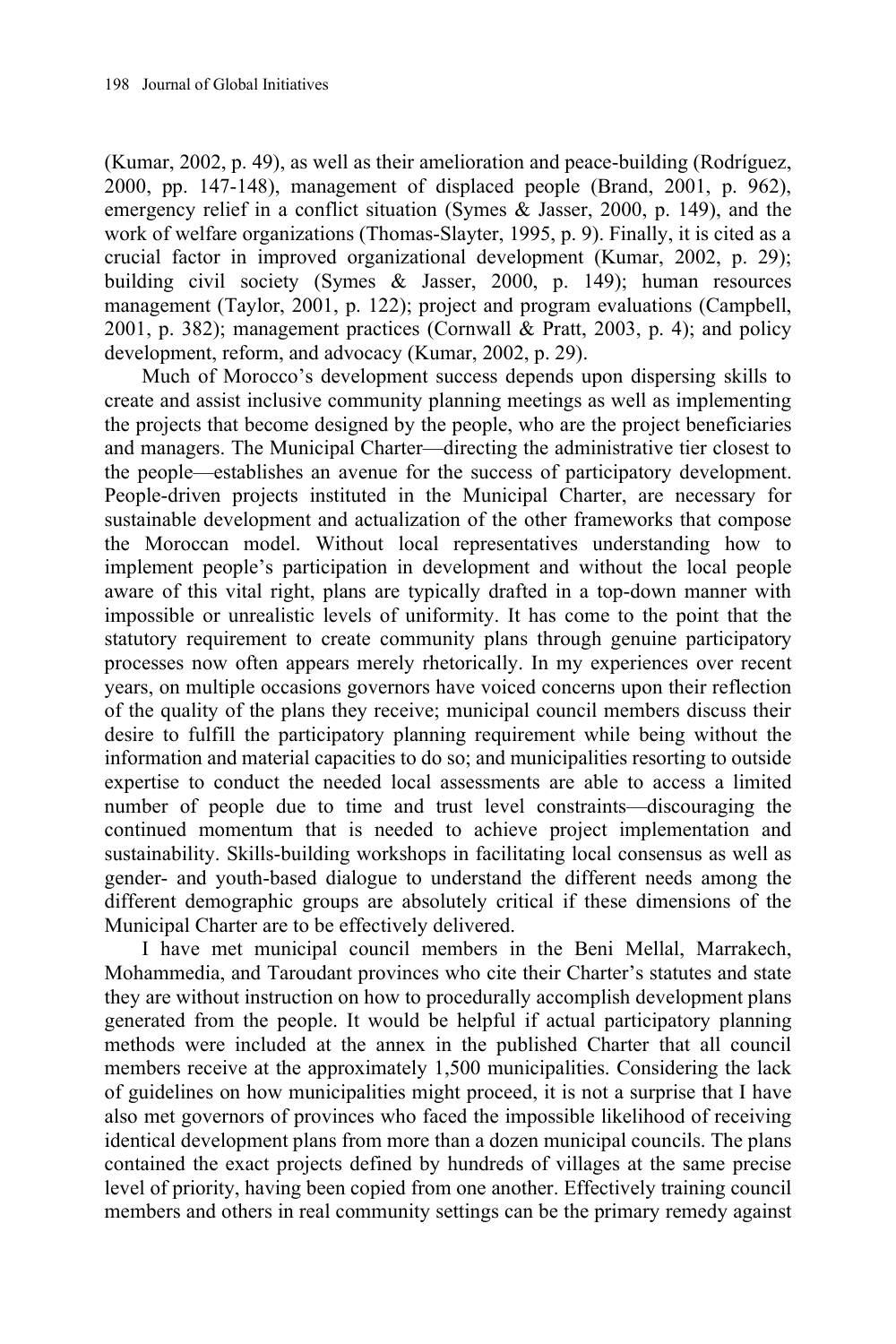(Kumar, 2002, p. 49), as well as their amelioration and peace-building (Rodríguez, 2000, pp. 147-148), management of displaced people (Brand, 2001, p. 962), emergency relief in a conflict situation (Symes & Jasser, 2000, p. 149), and the work of welfare organizations (Thomas-Slayter, 1995, p. 9). Finally, it is cited as a crucial factor in improved organizational development (Kumar, 2002, p. 29); building civil society (Symes & Jasser, 2000, p. 149); human resources management (Taylor, 2001, p. 122); project and program evaluations (Campbell, 2001, p. 382); management practices (Cornwall & Pratt, 2003, p. 4); and policy development, reform, and advocacy (Kumar, 2002, p. 29).

Much of Morocco's development success depends upon dispersing skills to create and assist inclusive community planning meetings as well as implementing the projects that become designed by the people, who are the project beneficiaries and managers. The Municipal Charter—directing the administrative tier closest to the people—establishes an avenue for the success of participatory development. People-driven projects instituted in the Municipal Charter, are necessary for sustainable development and actualization of the other frameworks that compose the Moroccan model. Without local representatives understanding how to implement people's participation in development and without the local people aware of this vital right, plans are typically drafted in a top-down manner with impossible or unrealistic levels of uniformity. It has come to the point that the statutory requirement to create community plans through genuine participatory processes now often appears merely rhetorically. In my experiences over recent years, on multiple occasions governors have voiced concerns upon their reflection of the quality of the plans they receive; municipal council members discuss their desire to fulfill the participatory planning requirement while being without the information and material capacities to do so; and municipalities resorting to outside expertise to conduct the needed local assessments are able to access a limited number of people due to time and trust level constraints—discouraging the continued momentum that is needed to achieve project implementation and sustainability. Skills-building workshops in facilitating local consensus as well as gender- and youth-based dialogue to understand the different needs among the different demographic groups are absolutely critical if these dimensions of the Municipal Charter are to be effectively delivered.

I have met municipal council members in the Beni Mellal, Marrakech, Mohammedia, and Taroudant provinces who cite their Charter's statutes and state they are without instruction on how to procedurally accomplish development plans generated from the people. It would be helpful if actual participatory planning methods were included at the annex in the published Charter that all council members receive at the approximately 1,500 municipalities. Considering the lack of guidelines on how municipalities might proceed, it is not a surprise that I have also met governors of provinces who faced the impossible likelihood of receiving identical development plans from more than a dozen municipal councils. The plans contained the exact projects defined by hundreds of villages at the same precise level of priority, having been copied from one another. Effectively training council members and others in real community settings can be the primary remedy against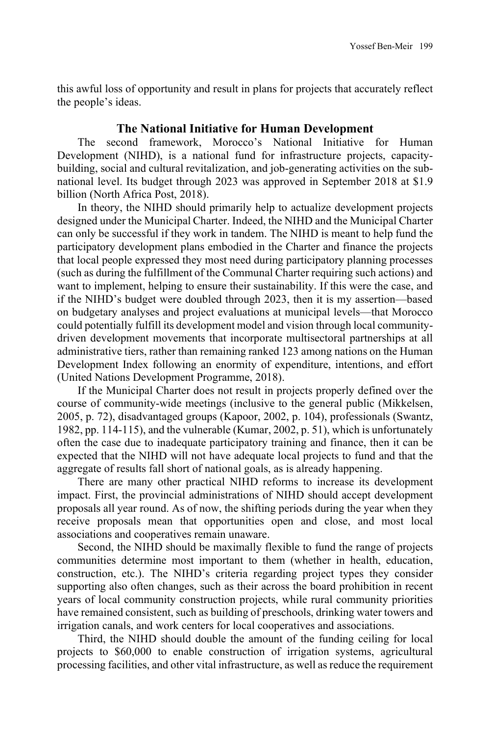this awful loss of opportunity and result in plans for projects that accurately reflect the people's ideas.

## The National Initiative for Human Development

The second framework, Morocco's National Initiative for Human Development (NIHD), is a national fund for infrastructure projects, capacity-building, social and cultural revitalization, and job-generating activities on the sub-national level. Its budget through 2023 was approved in September 2018 at $1.9 billion (North Africa Post, 2018).

In theory, the NIHD should primarily help to actualize development projects designed under the Municipal Charter. Indeed, the NIHD and the Municipal Charter can only be successful if they work in tandem. The NIHD is meant to help fund the participatory development plans embodied in the Charter and finance the projects that local people expressed they most need during participatory planning processes (such as during the fulfillment of the Communal Charter requiring such actions) and want to implement, helping to ensure their sustainability. If this were the case, and if the NIHD's budget were doubled through 2023, then it is my assertion—based on budgetary analyses and project evaluations at municipal levels—that Morocco could potentially fulfill its development model and vision through local community-driven development movements that incorporate multisectoral partnerships at all administrative tiers, rather than remaining ranked 123 among nations on the Human Development Index following an enormity of expenditure, intentions, and effort (United Nations Development Programme, 2018).

If the Municipal Charter does not result in projects properly defined over the course of community-wide meetings (inclusive to the general public (Mikkelsen, 2005, p. 72), disadvantaged groups (Kapoor, 2002, p. 104), professionals (Swantz, 1982, pp. 114-115), and the vulnerable (Kumar, 2002, p. 51), which is unfortunately often the case due to inadequate participatory training and finance, then it can be expected that the NIHD will not have adequate local projects to fund and that the aggregate of results fall short of national goals, as is already happening.

There are many other practical NIHD reforms to increase its development impact. First, the provincial administrations of NIHD should accept development proposals all year round. As of now, the shifting periods during the year when they receive proposals mean that opportunities open and close, and most local associations and cooperatives remain unaware.

Second, the NIHD should be maximally flexible to fund the range of projects communities determine most important to them (whether in health, education, construction, etc.). The NIHD's criteria regarding project types they consider supporting also often changes, such as their across the board prohibition in recent years of local community construction projects, while rural community priorities have remained consistent, such as building of preschools, drinking water towers and irrigation canals, and work centers for local cooperatives and associations.

Third, the NIHD should double the amount of the funding ceiling for local projects to $60,000 to enable construction of irrigation systems, agricultural processing facilities, and other vital infrastructure, as well as reduce the requirement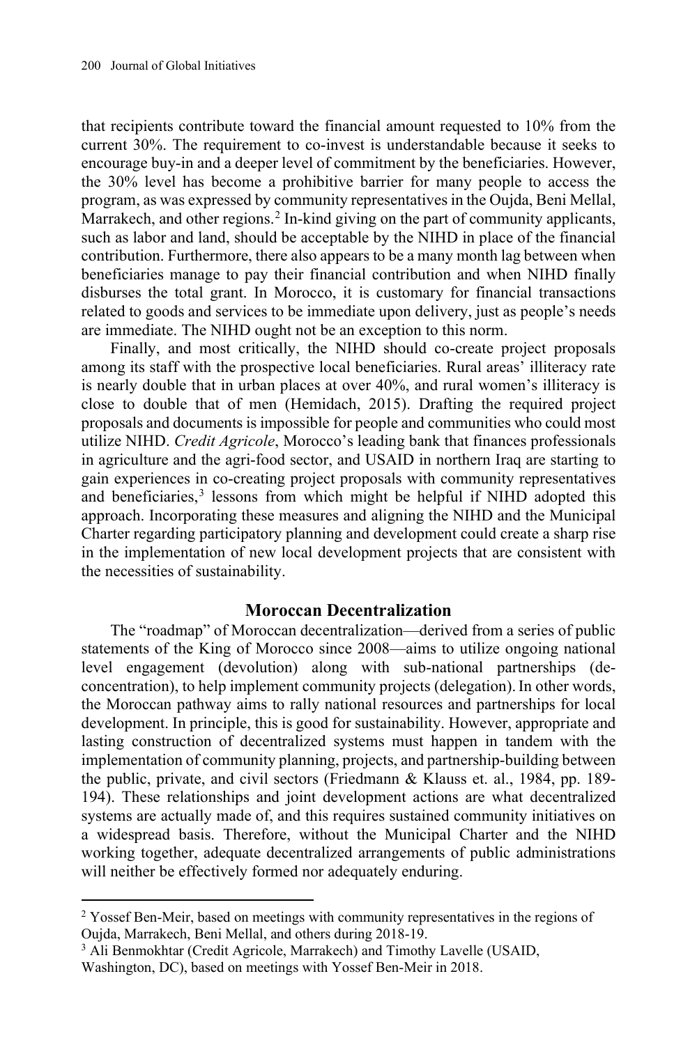that recipients contribute toward the financial amount requested to 10% from the current 30%. The requirement to co-invest is understandable because it seeks to encourage buy-in and a deeper level of commitment by the beneficiaries. However, the 30% level has become a prohibitive barrier for many people to access the program, as was expressed by community representatives in the Oujda, Beni Mellal, Marrakech, and other regions.[2] In-kind giving on the part of community applicants, such as labor and land, should be acceptable by the NIHD in place of the financial contribution. Furthermore, there also appears to be a many month lag between when beneficiaries manage to pay their financial contribution and when NIHD finally disburses the total grant. In Morocco, it is customary for financial transactions related to goods and services to be immediate upon delivery, just as people's needs are immediate. The NIHD ought not be an exception to this norm.

Finally, and most critically, the NIHD should co-create project proposals among its staff with the prospective local beneficiaries. Rural areas' illiteracy rate is nearly double that in urban places at over 40%, and rural women's illiteracy is close to double that of men (Hemidach, 2015). Drafting the required project proposals and documents is impossible for people and communities who could most utilize NIHD. *Credit Agricole*, Morocco's leading bank that finances professionals in agriculture and the agri-food sector, and USAID in northern Iraq are starting to gain experiences in co-creating project proposals with community representatives and beneficiaries,[3] lessons from which might be helpful if NIHD adopted this approach. Incorporating these measures and aligning the NIHD and the Municipal Charter regarding participatory planning and development could create a sharp rise in the implementation of new local development projects that are consistent with the necessities of sustainability.

## Moroccan Decentralization

The "roadmap" of Moroccan decentralization—derived from a series of public statements of the King of Morocco since 2008—aims to utilize ongoing national level engagement (devolution) along with sub-national partnerships (de-concentration), to help implement community projects (delegation). In other words, the Moroccan pathway aims to rally national resources and partnerships for local development. In principle, this is good for sustainability. However, appropriate and lasting construction of decentralized systems must happen in tandem with the implementation of community planning, projects, and partnership-building between the public, private, and civil sectors (Friedmann & Klauss et. al., 1984, pp. 189-194). These relationships and joint development actions are what decentralized systems are actually made of, and this requires sustained community initiatives on a widespread basis. Therefore, without the Municipal Charter and the NIHD working together, adequate decentralized arrangements of public administrations will neither be effectively formed nor adequately enduring.

---

[2] Yossef Ben-Meir, based on meetings with community representatives in the regions of Oujda, Marrakech, Beni Mellal, and others during 2018-19.

[3] Ali Benmokhtar (Credit Agricole, Marrakech) and Timothy Lavelle (USAID, Washington, DC), based on meetings with Yossef Ben-Meir in 2018.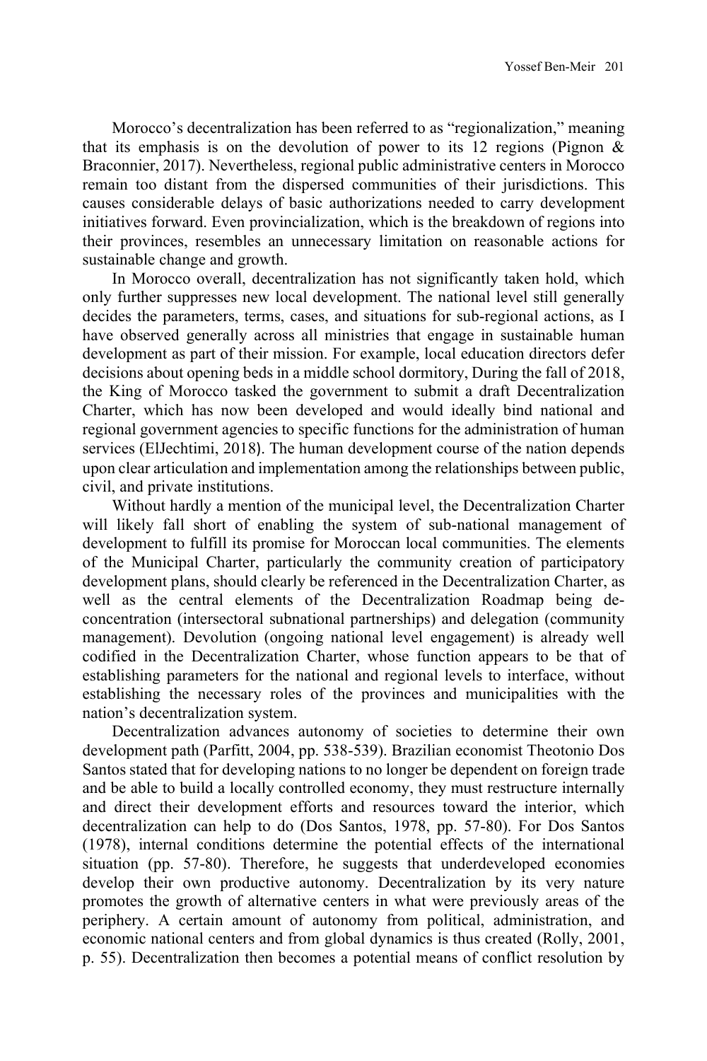Morocco's decentralization has been referred to as "regionalization," meaning that its emphasis is on the devolution of power to its 12 regions (Pignon & Braconnier, 2017). Nevertheless, regional public administrative centers in Morocco remain too distant from the dispersed communities of their jurisdictions. This causes considerable delays of basic authorizations needed to carry development initiatives forward. Even provincialization, which is the breakdown of regions into their provinces, resembles an unnecessary limitation on reasonable actions for sustainable change and growth.

In Morocco overall, decentralization has not significantly taken hold, which only further suppresses new local development. The national level still generally decides the parameters, terms, cases, and situations for sub-regional actions, as I have observed generally across all ministries that engage in sustainable human development as part of their mission. For example, local education directors defer decisions about opening beds in a middle school dormitory, During the fall of 2018, the King of Morocco tasked the government to submit a draft Decentralization Charter, which has now been developed and would ideally bind national and regional government agencies to specific functions for the administration of human services (ElJechtimi, 2018). The human development course of the nation depends upon clear articulation and implementation among the relationships between public, civil, and private institutions.

Without hardly a mention of the municipal level, the Decentralization Charter will likely fall short of enabling the system of sub-national management of development to fulfill its promise for Moroccan local communities. The elements of the Municipal Charter, particularly the community creation of participatory development plans, should clearly be referenced in the Decentralization Charter, as well as the central elements of the Decentralization Roadmap being de-concentration (intersectoral subnational partnerships) and delegation (community management). Devolution (ongoing national level engagement) is already well codified in the Decentralization Charter, whose function appears to be that of establishing parameters for the national and regional levels to interface, without establishing the necessary roles of the provinces and municipalities with the nation's decentralization system.

Decentralization advances autonomy of societies to determine their own development path (Parfitt, 2004, pp. 538-539). Brazilian economist Theotonio Dos Santos stated that for developing nations to no longer be dependent on foreign trade and be able to build a locally controlled economy, they must restructure internally and direct their development efforts and resources toward the interior, which decentralization can help to do (Dos Santos, 1978, pp. 57-80). For Dos Santos (1978), internal conditions determine the potential effects of the international situation (pp. 57-80). Therefore, he suggests that underdeveloped economies develop their own productive autonomy. Decentralization by its very nature promotes the growth of alternative centers in what were previously areas of the periphery. A certain amount of autonomy from political, administration, and economic national centers and from global dynamics is thus created (Rolly, 2001, p. 55). Decentralization then becomes a potential means of conflict resolution by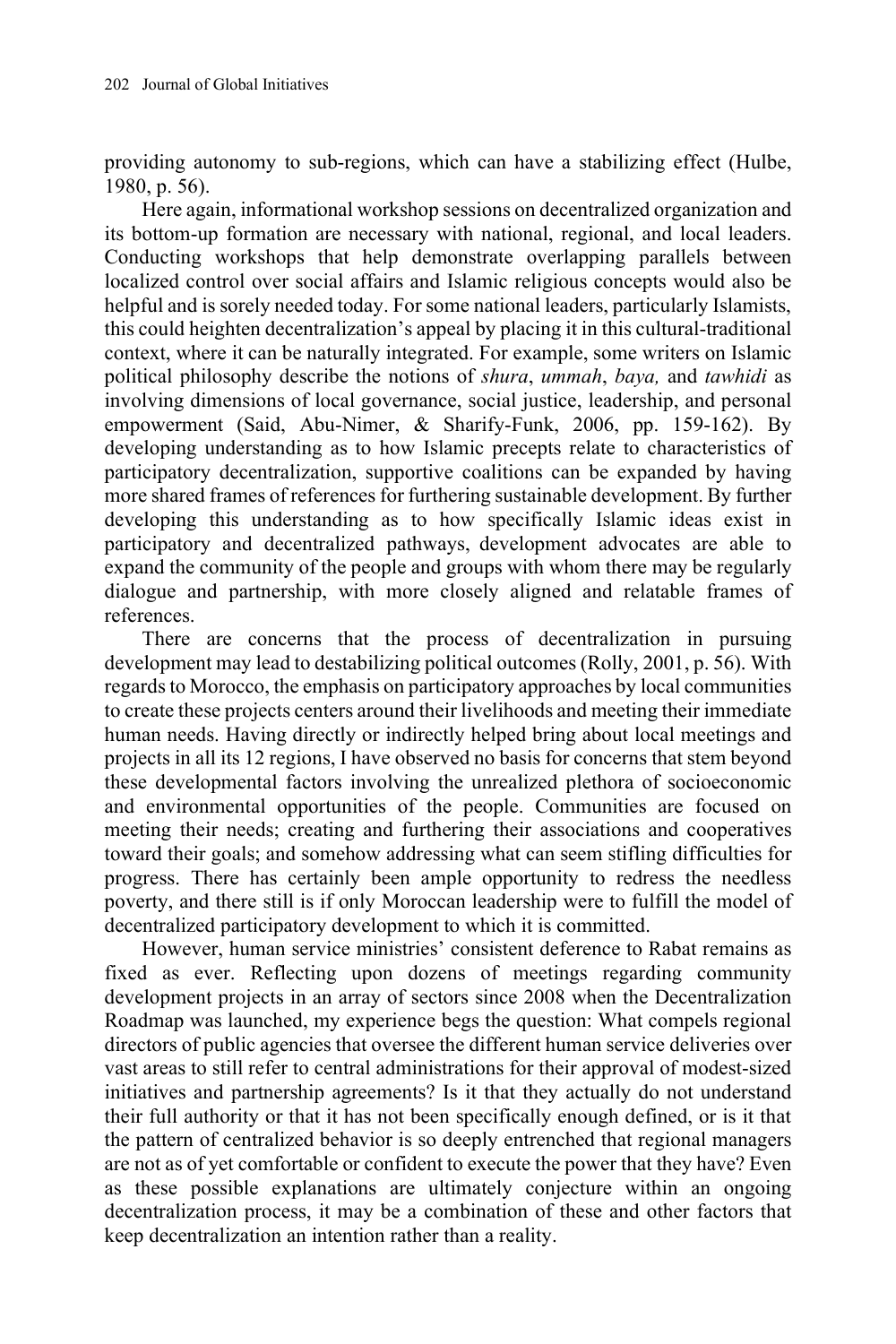providing autonomy to sub-regions, which can have a stabilizing effect (Hulbe, 1980, p. 56).

Here again, informational workshop sessions on decentralized organization and its bottom-up formation are necessary with national, regional, and local leaders. Conducting workshops that help demonstrate overlapping parallels between localized control over social affairs and Islamic religious concepts would also be helpful and is sorely needed today. For some national leaders, particularly Islamists, this could heighten decentralization's appeal by placing it in this cultural-traditional context, where it can be naturally integrated. For example, some writers on Islamic political philosophy describe the notions of *shura*, *ummah*, *baya,* and *tawhidi* as involving dimensions of local governance, social justice, leadership, and personal empowerment (Said, Abu-Nimer, & Sharify-Funk, 2006, pp. 159-162). By developing understanding as to how Islamic precepts relate to characteristics of participatory decentralization, supportive coalitions can be expanded by having more shared frames of references for furthering sustainable development. By further developing this understanding as to how specifically Islamic ideas exist in participatory and decentralized pathways, development advocates are able to expand the community of the people and groups with whom there may be regularly dialogue and partnership, with more closely aligned and relatable frames of references.

There are concerns that the process of decentralization in pursuing development may lead to destabilizing political outcomes (Rolly, 2001, p. 56). With regards to Morocco, the emphasis on participatory approaches by local communities to create these projects centers around their livelihoods and meeting their immediate human needs. Having directly or indirectly helped bring about local meetings and projects in all its 12 regions, I have observed no basis for concerns that stem beyond these developmental factors involving the unrealized plethora of socioeconomic and environmental opportunities of the people. Communities are focused on meeting their needs; creating and furthering their associations and cooperatives toward their goals; and somehow addressing what can seem stifling difficulties for progress. There has certainly been ample opportunity to redress the needless poverty, and there still is if only Moroccan leadership were to fulfill the model of decentralized participatory development to which it is committed.

However, human service ministries' consistent deference to Rabat remains as fixed as ever. Reflecting upon dozens of meetings regarding community development projects in an array of sectors since 2008 when the Decentralization Roadmap was launched, my experience begs the question: What compels regional directors of public agencies that oversee the different human service deliveries over vast areas to still refer to central administrations for their approval of modest-sized initiatives and partnership agreements? Is it that they actually do not understand their full authority or that it has not been specifically enough defined, or is it that the pattern of centralized behavior is so deeply entrenched that regional managers are not as of yet comfortable or confident to execute the power that they have? Even as these possible explanations are ultimately conjecture within an ongoing decentralization process, it may be a combination of these and other factors that keep decentralization an intention rather than a reality.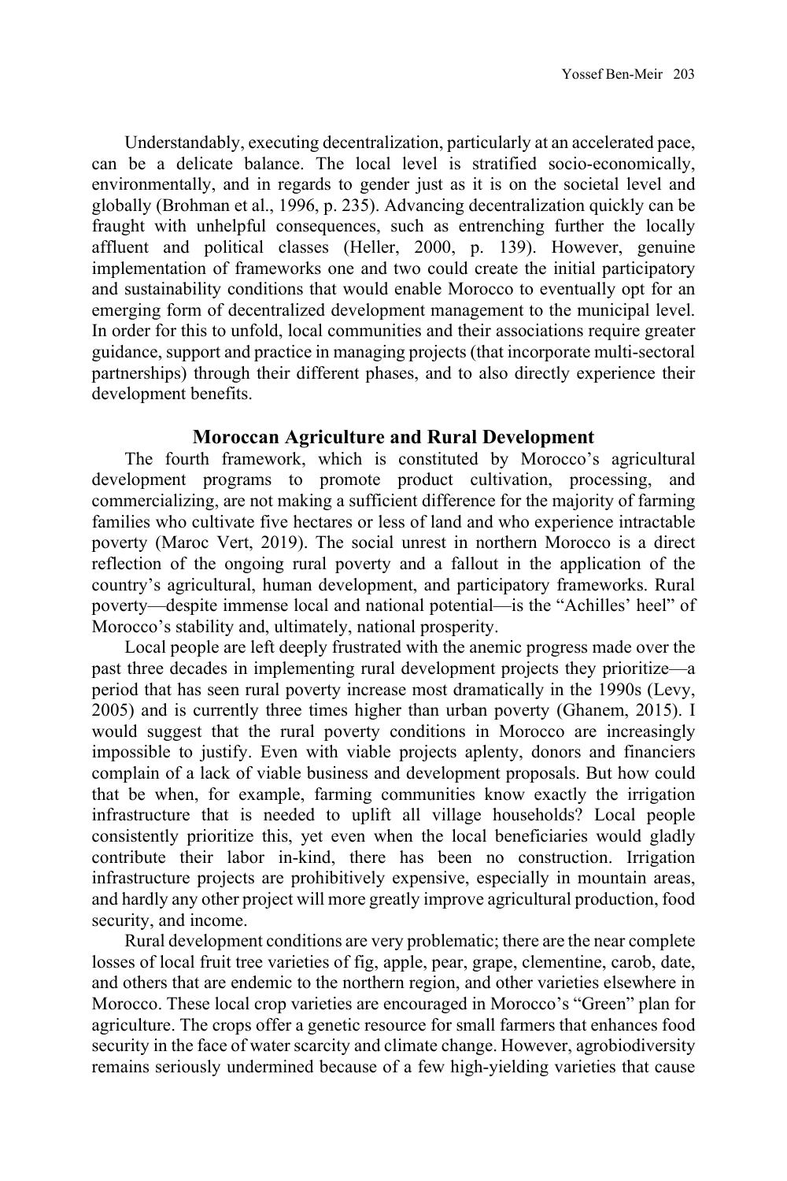Understandably, executing decentralization, particularly at an accelerated pace, can be a delicate balance. The local level is stratified socio-economically, environmentally, and in regards to gender just as it is on the societal level and globally (Brohman et al., 1996, p. 235). Advancing decentralization quickly can be fraught with unhelpful consequences, such as entrenching further the locally affluent and political classes (Heller, 2000, p. 139). However, genuine implementation of frameworks one and two could create the initial participatory and sustainability conditions that would enable Morocco to eventually opt for an emerging form of decentralized development management to the municipal level. In order for this to unfold, local communities and their associations require greater guidance, support and practice in managing projects (that incorporate multi-sectoral partnerships) through their different phases, and to also directly experience their development benefits.

## Moroccan Agriculture and Rural Development

The fourth framework, which is constituted by Morocco's agricultural development programs to promote product cultivation, processing, and commercializing, are not making a sufficient difference for the majority of farming families who cultivate five hectares or less of land and who experience intractable poverty (Maroc Vert, 2019). The social unrest in northern Morocco is a direct reflection of the ongoing rural poverty and a fallout in the application of the country's agricultural, human development, and participatory frameworks. Rural poverty—despite immense local and national potential—is the "Achilles' heel" of Morocco's stability and, ultimately, national prosperity.

Local people are left deeply frustrated with the anemic progress made over the past three decades in implementing rural development projects they prioritize—a period that has seen rural poverty increase most dramatically in the 1990s (Levy, 2005) and is currently three times higher than urban poverty (Ghanem, 2015). I would suggest that the rural poverty conditions in Morocco are increasingly impossible to justify. Even with viable projects aplenty, donors and financiers complain of a lack of viable business and development proposals. But how could that be when, for example, farming communities know exactly the irrigation infrastructure that is needed to uplift all village households? Local people consistently prioritize this, yet even when the local beneficiaries would gladly contribute their labor in-kind, there has been no construction. Irrigation infrastructure projects are prohibitively expensive, especially in mountain areas, and hardly any other project will more greatly improve agricultural production, food security, and income.

Rural development conditions are very problematic; there are the near complete losses of local fruit tree varieties of fig, apple, pear, grape, clementine, carob, date, and others that are endemic to the northern region, and other varieties elsewhere in Morocco. These local crop varieties are encouraged in Morocco's "Green" plan for agriculture. The crops offer a genetic resource for small farmers that enhances food security in the face of water scarcity and climate change. However, agrobiodiversity remains seriously undermined because of a few high-yielding varieties that cause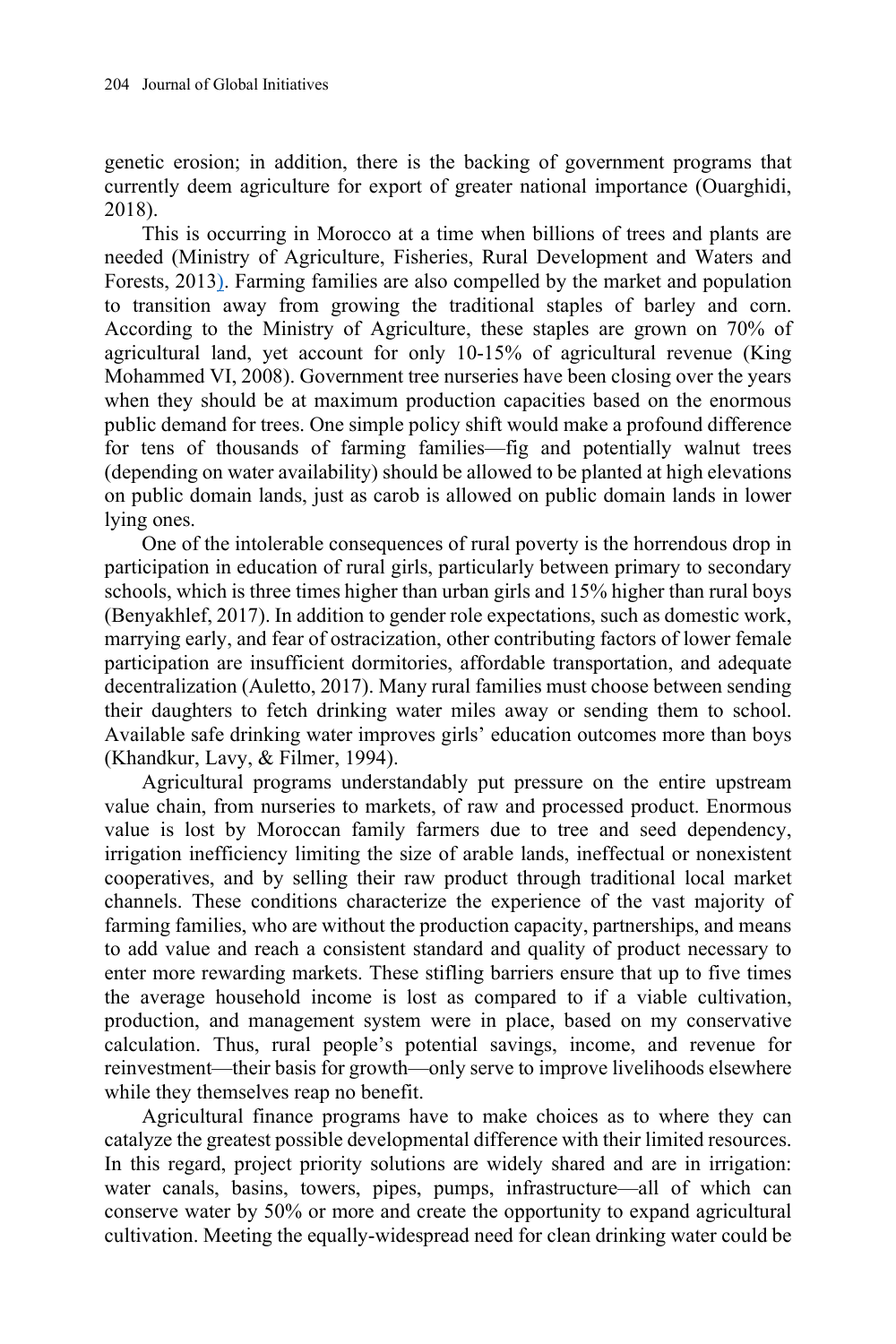genetic erosion; in addition, there is the backing of government programs that currently deem agriculture for export of greater national importance (Ouarghidi, 2018).

This is occurring in Morocco at a time when billions of trees and plants are needed (Ministry of Agriculture, Fisheries, Rural Development and Waters and Forests, 2013). Farming families are also compelled by the market and population to transition away from growing the traditional staples of barley and corn. According to the Ministry of Agriculture, these staples are grown on 70% of agricultural land, yet account for only 10-15% of agricultural revenue (King Mohammed VI, 2008). Government tree nurseries have been closing over the years when they should be at maximum production capacities based on the enormous public demand for trees. One simple policy shift would make a profound difference for tens of thousands of farming families—fig and potentially walnut trees (depending on water availability) should be allowed to be planted at high elevations on public domain lands, just as carob is allowed on public domain lands in lower lying ones.

One of the intolerable consequences of rural poverty is the horrendous drop in participation in education of rural girls, particularly between primary to secondary schools, which is three times higher than urban girls and 15% higher than rural boys (Benyakhlef, 2017). In addition to gender role expectations, such as domestic work, marrying early, and fear of ostracization, other contributing factors of lower female participation are insufficient dormitories, affordable transportation, and adequate decentralization (Auletto, 2017). Many rural families must choose between sending their daughters to fetch drinking water miles away or sending them to school. Available safe drinking water improves girls' education outcomes more than boys (Khandkur, Lavy, & Filmer, 1994).

Agricultural programs understandably put pressure on the entire upstream value chain, from nurseries to markets, of raw and processed product. Enormous value is lost by Moroccan family farmers due to tree and seed dependency, irrigation inefficiency limiting the size of arable lands, ineffectual or nonexistent cooperatives, and by selling their raw product through traditional local market channels. These conditions characterize the experience of the vast majority of farming families, who are without the production capacity, partnerships, and means to add value and reach a consistent standard and quality of product necessary to enter more rewarding markets. These stifling barriers ensure that up to five times the average household income is lost as compared to if a viable cultivation, production, and management system were in place, based on my conservative calculation. Thus, rural people's potential savings, income, and revenue for reinvestment—their basis for growth—only serve to improve livelihoods elsewhere while they themselves reap no benefit.

Agricultural finance programs have to make choices as to where they can catalyze the greatest possible developmental difference with their limited resources. In this regard, project priority solutions are widely shared and are in irrigation: water canals, basins, towers, pipes, pumps, infrastructure—all of which can conserve water by 50% or more and create the opportunity to expand agricultural cultivation. Meeting the equally-widespread need for clean drinking water could be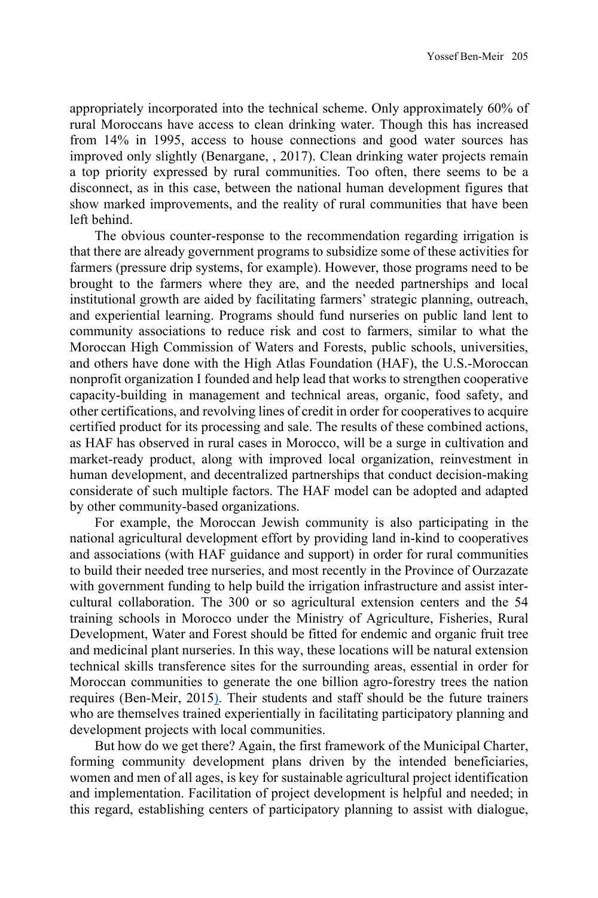appropriately incorporated into the technical scheme. Only approximately 60% of rural Moroccans have access to clean drinking water. Though this has increased from 14% in 1995, access to house connections and good water sources has improved only slightly (Benargane, , 2017). Clean drinking water projects remain a top priority expressed by rural communities. Too often, there seems to be a disconnect, as in this case, between the national human development figures that show marked improvements, and the reality of rural communities that have been left behind.

The obvious counter-response to the recommendation regarding irrigation is that there are already government programs to subsidize some of these activities for farmers (pressure drip systems, for example). However, those programs need to be brought to the farmers where they are, and the needed partnerships and local institutional growth are aided by facilitating farmers' strategic planning, outreach, and experiential learning. Programs should fund nurseries on public land lent to community associations to reduce risk and cost to farmers, similar to what the Moroccan High Commission of Waters and Forests, public schools, universities, and others have done with the High Atlas Foundation (HAF), the U.S.-Moroccan nonprofit organization I founded and help lead that works to strengthen cooperative capacity-building in management and technical areas, organic, food safety, and other certifications, and revolving lines of credit in order for cooperatives to acquire certified product for its processing and sale. The results of these combined actions, as HAF has observed in rural cases in Morocco, will be a surge in cultivation and market-ready product, along with improved local organization, reinvestment in human development, and decentralized partnerships that conduct decision-making considerate of such multiple factors. The HAF model can be adopted and adapted by other community-based organizations.

For example, the Moroccan Jewish community is also participating in the national agricultural development effort by providing land in-kind to cooperatives and associations (with HAF guidance and support) in order for rural communities to build their needed tree nurseries, and most recently in the Province of Ourzazate with government funding to help build the irrigation infrastructure and assist inter-cultural collaboration. The 300 or so agricultural extension centers and the 54 training schools in Morocco under the Ministry of Agriculture, Fisheries, Rural Development, Water and Forest should be fitted for endemic and organic fruit tree and medicinal plant nurseries. In this way, these locations will be natural extension technical skills transference sites for the surrounding areas, essential in order for Moroccan communities to generate the one billion agro-forestry trees the nation requires (Ben-Meir, 2015). Their students and staff should be the future trainers who are themselves trained experientially in facilitating participatory planning and development projects with local communities.

But how do we get there? Again, the first framework of the Municipal Charter, forming community development plans driven by the intended beneficiaries, women and men of all ages, is key for sustainable agricultural project identification and implementation. Facilitation of project development is helpful and needed; in this regard, establishing centers of participatory planning to assist with dialogue,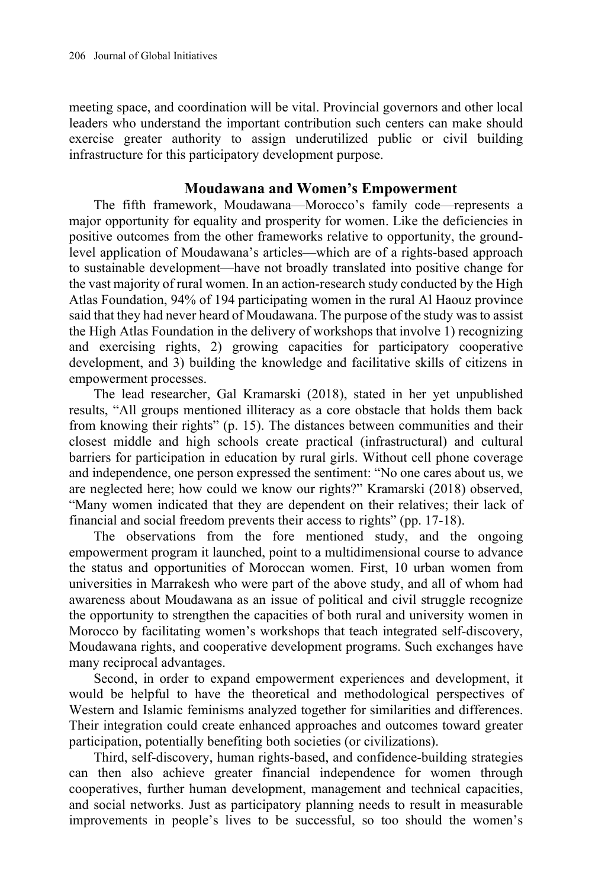meeting space, and coordination will be vital. Provincial governors and other local leaders who understand the important contribution such centers can make should exercise greater authority to assign underutilized public or civil building infrastructure for this participatory development purpose.

## Moudawana and Women's Empowerment

The fifth framework, Moudawana—Morocco's family code—represents a major opportunity for equality and prosperity for women. Like the deficiencies in positive outcomes from the other frameworks relative to opportunity, the ground-level application of Moudawana's articles—which are of a rights-based approach to sustainable development—have not broadly translated into positive change for the vast majority of rural women. In an action-research study conducted by the High Atlas Foundation, 94% of 194 participating women in the rural Al Haouz province said that they had never heard of Moudawana. The purpose of the study was to assist the High Atlas Foundation in the delivery of workshops that involve 1) recognizing and exercising rights, 2) growing capacities for participatory cooperative development, and 3) building the knowledge and facilitative skills of citizens in empowerment processes.

The lead researcher, Gal Kramarski (2018), stated in her yet unpublished results, "All groups mentioned illiteracy as a core obstacle that holds them back from knowing their rights" (p. 15). The distances between communities and their closest middle and high schools create practical (infrastructural) and cultural barriers for participation in education by rural girls. Without cell phone coverage and independence, one person expressed the sentiment: "No one cares about us, we are neglected here; how could we know our rights?" Kramarski (2018) observed, "Many women indicated that they are dependent on their relatives; their lack of financial and social freedom prevents their access to rights" (pp. 17-18).

The observations from the fore mentioned study, and the ongoing empowerment program it launched, point to a multidimensional course to advance the status and opportunities of Moroccan women. First, 10 urban women from universities in Marrakesh who were part of the above study, and all of whom had awareness about Moudawana as an issue of political and civil struggle recognize the opportunity to strengthen the capacities of both rural and university women in Morocco by facilitating women's workshops that teach integrated self-discovery, Moudawana rights, and cooperative development programs. Such exchanges have many reciprocal advantages.

Second, in order to expand empowerment experiences and development, it would be helpful to have the theoretical and methodological perspectives of Western and Islamic feminisms analyzed together for similarities and differences. Their integration could create enhanced approaches and outcomes toward greater participation, potentially benefiting both societies (or civilizations).

Third, self-discovery, human rights-based, and confidence-building strategies can then also achieve greater financial independence for women through cooperatives, further human development, management and technical capacities, and social networks. Just as participatory planning needs to result in measurable improvements in people's lives to be successful, so too should the women's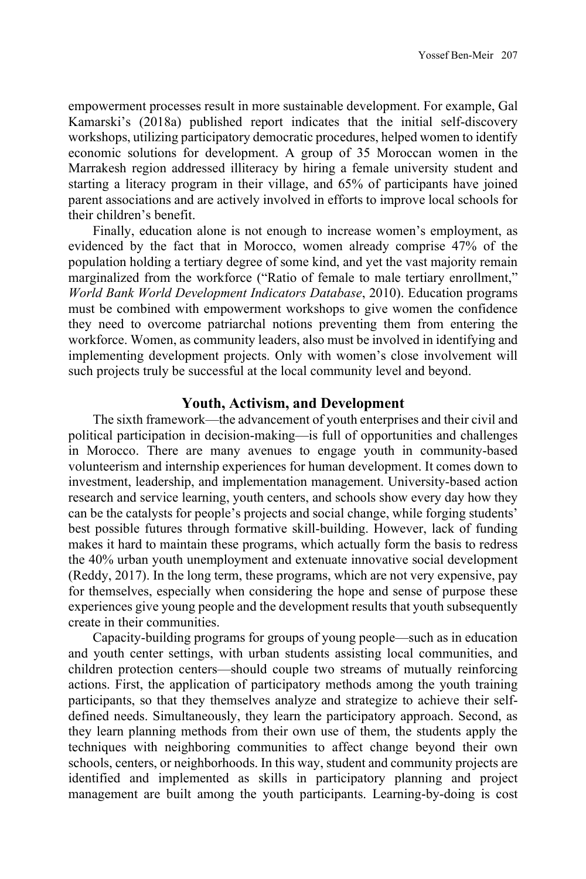empowerment processes result in more sustainable development. For example, Gal Kamarski's (2018a) published report indicates that the initial self-discovery workshops, utilizing participatory democratic procedures, helped women to identify economic solutions for development. A group of 35 Moroccan women in the Marrakesh region addressed illiteracy by hiring a female university student and starting a literacy program in their village, and 65% of participants have joined parent associations and are actively involved in efforts to improve local schools for their children's benefit.

Finally, education alone is not enough to increase women's employment, as evidenced by the fact that in Morocco, women already comprise 47% of the population holding a tertiary degree of some kind, and yet the vast majority remain marginalized from the workforce ("Ratio of female to male tertiary enrollment," *World Bank World Development Indicators Database*, 2010). Education programs must be combined with empowerment workshops to give women the confidence they need to overcome patriarchal notions preventing them from entering the workforce. Women, as community leaders, also must be involved in identifying and implementing development projects. Only with women's close involvement will such projects truly be successful at the local community level and beyond.

## Youth, Activism, and Development

The sixth framework—the advancement of youth enterprises and their civil and political participation in decision-making—is full of opportunities and challenges in Morocco. There are many avenues to engage youth in community-based volunteerism and internship experiences for human development. It comes down to investment, leadership, and implementation management. University-based action research and service learning, youth centers, and schools show every day how they can be the catalysts for people's projects and social change, while forging students' best possible futures through formative skill-building. However, lack of funding makes it hard to maintain these programs, which actually form the basis to redress the 40% urban youth unemployment and extenuate innovative social development (Reddy, 2017). In the long term, these programs, which are not very expensive, pay for themselves, especially when considering the hope and sense of purpose these experiences give young people and the development results that youth subsequently create in their communities.

Capacity-building programs for groups of young people—such as in education and youth center settings, with urban students assisting local communities, and children protection centers—should couple two streams of mutually reinforcing actions. First, the application of participatory methods among the youth training participants, so that they themselves analyze and strategize to achieve their self-defined needs. Simultaneously, they learn the participatory approach. Second, as they learn planning methods from their own use of them, the students apply the techniques with neighboring communities to affect change beyond their own schools, centers, or neighborhoods. In this way, student and community projects are identified and implemented as skills in participatory planning and project management are built among the youth participants. Learning-by-doing is cost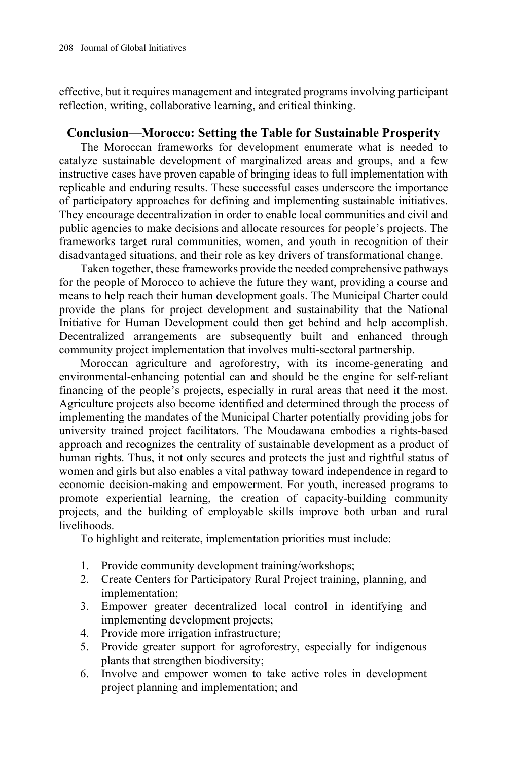effective, but it requires management and integrated programs involving participant reflection, writing, collaborative learning, and critical thinking.

## Conclusion—Morocco: Setting the Table for Sustainable Prosperity

The Moroccan frameworks for development enumerate what is needed to catalyze sustainable development of marginalized areas and groups, and a few instructive cases have proven capable of bringing ideas to full implementation with replicable and enduring results. These successful cases underscore the importance of participatory approaches for defining and implementing sustainable initiatives. They encourage decentralization in order to enable local communities and civil and public agencies to make decisions and allocate resources for people's projects. The frameworks target rural communities, women, and youth in recognition of their disadvantaged situations, and their role as key drivers of transformational change.

Taken together, these frameworks provide the needed comprehensive pathways for the people of Morocco to achieve the future they want, providing a course and means to help reach their human development goals. The Municipal Charter could provide the plans for project development and sustainability that the National Initiative for Human Development could then get behind and help accomplish. Decentralized arrangements are subsequently built and enhanced through community project implementation that involves multi-sectoral partnership.

Moroccan agriculture and agroforestry, with its income-generating and environmental-enhancing potential can and should be the engine for self-reliant financing of the people's projects, especially in rural areas that need it the most. Agriculture projects also become identified and determined through the process of implementing the mandates of the Municipal Charter potentially providing jobs for university trained project facilitators. The Moudawana embodies a rights-based approach and recognizes the centrality of sustainable development as a product of human rights. Thus, it not only secures and protects the just and rightful status of women and girls but also enables a vital pathway toward independence in regard to economic decision-making and empowerment. For youth, increased programs to promote experiential learning, the creation of capacity-building community projects, and the building of employable skills improve both urban and rural livelihoods.

To highlight and reiterate, implementation priorities must include:

1. Provide community development training/workshops;
2. Create Centers for Participatory Rural Project training, planning, and implementation;
3. Empower greater decentralized local control in identifying and implementing development projects;
4. Provide more irrigation infrastructure;
5. Provide greater support for agroforestry, especially for indigenous plants that strengthen biodiversity;
6. Involve and empower women to take active roles in development project planning and implementation; and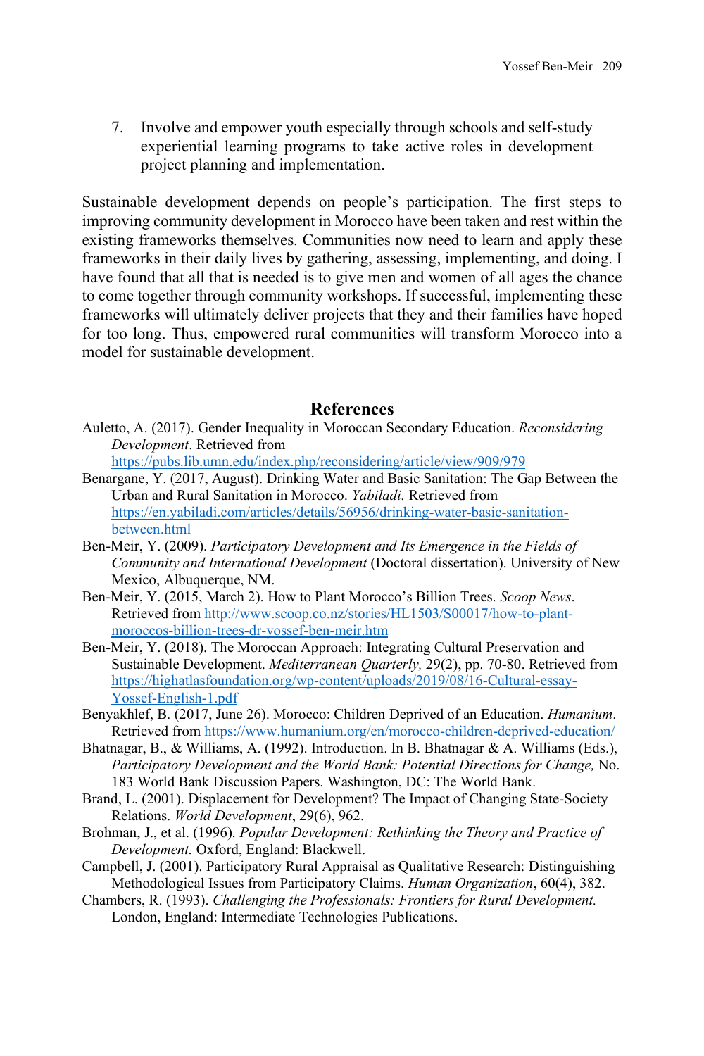7. Involve and empower youth especially through schools and self-study experiential learning programs to take active roles in development project planning and implementation.

Sustainable development depends on people's participation. The first steps to improving community development in Morocco have been taken and rest within the existing frameworks themselves. Communities now need to learn and apply these frameworks in their daily lives by gathering, assessing, implementing, and doing. I have found that all that is needed is to give men and women of all ages the chance to come together through community workshops. If successful, implementing these frameworks will ultimately deliver projects that they and their families have hoped for too long. Thus, empowered rural communities will transform Morocco into a model for sustainable development.

## References

Auletto, A. (2017). Gender Inequality in Moroccan Secondary Education. *Reconsidering Development*. Retrieved from https://pubs.lib.umn.edu/index.php/reconsidering/article/view/909/979

Benargane, Y. (2017, August). Drinking Water and Basic Sanitation: The Gap Between the Urban and Rural Sanitation in Morocco. *Yabiladi.* Retrieved from https://en.yabiladi.com/articles/details/56956/drinking-water-basic-sanitation-between.html

Ben-Meir, Y. (2009). *Participatory Development and Its Emergence in the Fields of Community and International Development* (Doctoral dissertation). University of New Mexico, Albuquerque, NM.

Ben-Meir, Y. (2015, March 2). How to Plant Morocco's Billion Trees. *Scoop News*. Retrieved from http://www.scoop.co.nz/stories/HL1503/S00017/how-to-plant-moroccos-billion-trees-dr-yossef-ben-meir.htm

Ben-Meir, Y. (2018). The Moroccan Approach: Integrating Cultural Preservation and Sustainable Development. *Mediterranean Quarterly,* 29(2), pp. 70-80. Retrieved from https://highatlasfoundation.org/wp-content/uploads/2019/08/16-Cultural-essay-Yossef-English-1.pdf

Benyakhlef, B. (2017, June 26). Morocco: Children Deprived of an Education. *Humanium*. Retrieved from https://www.humanium.org/en/morocco-children-deprived-education/

Bhatnagar, B., & Williams, A. (1992). Introduction. In B. Bhatnagar & A. Williams (Eds.), *Participatory Development and the World Bank: Potential Directions for Change,* No. 183 World Bank Discussion Papers. Washington, DC: The World Bank.

Brand, L. (2001). Displacement for Development? The Impact of Changing State-Society Relations. *World Development*, 29(6), 962.

Brohman, J., et al. (1996). *Popular Development: Rethinking the Theory and Practice of Development.* Oxford, England: Blackwell.

Campbell, J. (2001). Participatory Rural Appraisal as Qualitative Research: Distinguishing Methodological Issues from Participatory Claims. *Human Organization*, 60(4), 382.

Chambers, R. (1993). *Challenging the Professionals: Frontiers for Rural Development.* London, England: Intermediate Technologies Publications.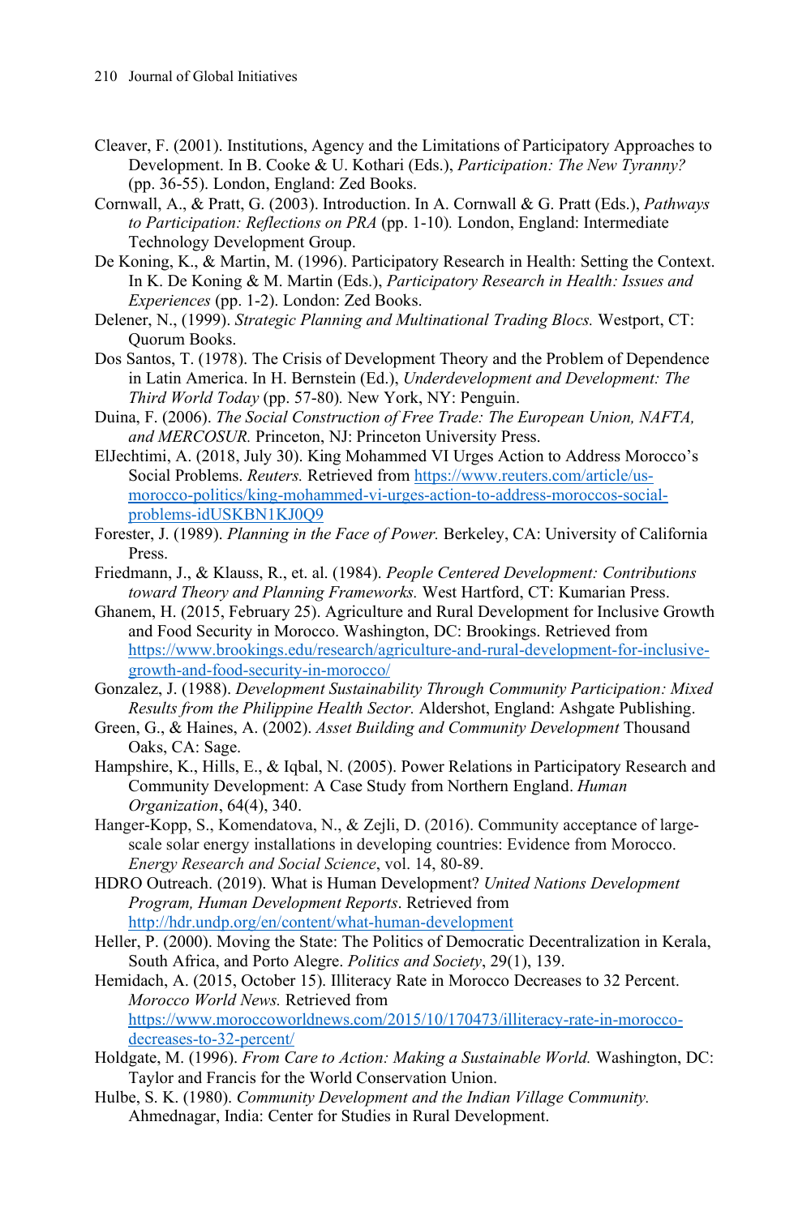Cleaver, F. (2001). Institutions, Agency and the Limitations of Participatory Approaches to Development. In B. Cooke & U. Kothari (Eds.), *Participation: The New Tyranny?* (pp. 36-55). London, England: Zed Books.

Cornwall, A., & Pratt, G. (2003). Introduction. In A. Cornwall & G. Pratt (Eds.), *Pathways to Participation: Reflections on PRA* (pp. 1-10)*.* London, England: Intermediate Technology Development Group.

De Koning, K., & Martin, M. (1996). Participatory Research in Health: Setting the Context. In K. De Koning & M. Martin (Eds.), *Participatory Research in Health: Issues and Experiences* (pp. 1-2). London: Zed Books.

Delener, N., (1999). *Strategic Planning and Multinational Trading Blocs.* Westport, CT: Quorum Books.

Dos Santos, T. (1978). The Crisis of Development Theory and the Problem of Dependence in Latin America. In H. Bernstein (Ed.), *Underdevelopment and Development: The Third World Today* (pp. 57-80)*.* New York, NY: Penguin.

Duina, F. (2006). *The Social Construction of Free Trade: The European Union, NAFTA, and MERCOSUR.* Princeton, NJ: Princeton University Press.

ElJechtimi, A. (2018, July 30). King Mohammed VI Urges Action to Address Morocco's Social Problems. *Reuters.* Retrieved from https://www.reuters.com/article/us-morocco-politics/king-mohammed-vi-urges-action-to-address-moroccos-social-problems-idUSKBN1KJ0Q9

Forester, J. (1989). *Planning in the Face of Power.* Berkeley, CA: University of California Press.

Friedmann, J., & Klauss, R., et. al. (1984). *People Centered Development: Contributions toward Theory and Planning Frameworks.* West Hartford, CT: Kumarian Press.

Ghanem, H. (2015, February 25). Agriculture and Rural Development for Inclusive Growth and Food Security in Morocco. Washington, DC: Brookings. Retrieved from https://www.brookings.edu/research/agriculture-and-rural-development-for-inclusive-growth-and-food-security-in-morocco/

Gonzalez, J. (1988). *Development Sustainability Through Community Participation: Mixed Results from the Philippine Health Sector.* Aldershot, England: Ashgate Publishing.

Green, G., & Haines, A. (2002). *Asset Building and Community Development* Thousand Oaks, CA: Sage.

Hampshire, K., Hills, E., & Iqbal, N. (2005). Power Relations in Participatory Research and Community Development: A Case Study from Northern England. *Human Organization*, 64(4), 340.

Hanger-Kopp, S., Komendatova, N., & Zejli, D. (2016). Community acceptance of large-scale solar energy installations in developing countries: Evidence from Morocco. *Energy Research and Social Science*, vol. 14, 80-89.

HDRO Outreach. (2019). What is Human Development? *United Nations Development Program, Human Development Reports*. Retrieved from http://hdr.undp.org/en/content/what-human-development

Heller, P. (2000). Moving the State: The Politics of Democratic Decentralization in Kerala, South Africa, and Porto Alegre. *Politics and Society*, 29(1), 139.

Hemidach, A. (2015, October 15). Illiteracy Rate in Morocco Decreases to 32 Percent. *Morocco World News.* Retrieved from https://www.moroccoworldnews.com/2015/10/170473/illiteracy-rate-in-morocco-decreases-to-32-percent/

Holdgate, M. (1996). *From Care to Action: Making a Sustainable World.* Washington, DC: Taylor and Francis for the World Conservation Union.

Hulbe, S. K. (1980). *Community Development and the Indian Village Community.* Ahmednagar, India: Center for Studies in Rural Development.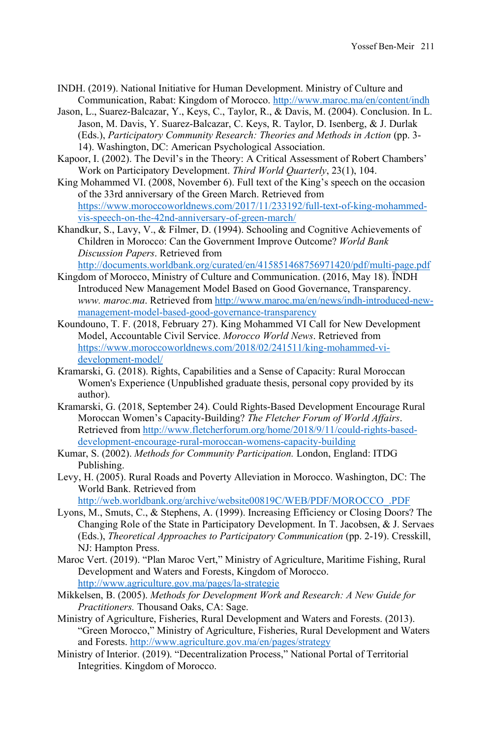INDH. (2019). National Initiative for Human Development. Ministry of Culture and Communication, Rabat: Kingdom of Morocco. http://www.maroc.ma/en/content/indh

Jason, L., Suarez-Balcazar, Y., Keys, C., Taylor, R., & Davis, M. (2004). Conclusion. In L. Jason, M. Davis, Y. Suarez-Balcazar, C. Keys, R. Taylor, D. Isenberg, & J. Durlak (Eds.), *Participatory Community Research: Theories and Methods in Action* (pp. 3-14). Washington, DC: American Psychological Association.

Kapoor, I. (2002). The Devil's in the Theory: A Critical Assessment of Robert Chambers' Work on Participatory Development. *Third World Quarterly*, 23(1), 104.

King Mohammed VI. (2008, November 6). Full text of the King's speech on the occasion of the 33rd anniversary of the Green March. Retrieved from https://www.moroccoworldnews.com/2017/11/233192/full-text-of-king-mohammed-vis-speech-on-the-42nd-anniversary-of-green-march/

Khandkur, S., Lavy, V., & Filmer, D. (1994). Schooling and Cognitive Achievements of Children in Morocco: Can the Government Improve Outcome? *World Bank Discussion Papers*. Retrieved from http://documents.worldbank.org/curated/en/415851468756971420/pdf/multi-page.pdf

Kingdom of Morocco, Ministry of Culture and Communication. (2016, May 18). ÏNDH Introduced New Management Model Based on Good Governance, Transparency. *www. maroc.ma*. Retrieved from http://www.maroc.ma/en/news/indh-introduced-new-management-model-based-good-governance-transparency

Koundouno, T. F. (2018, February 27). King Mohammed VI Call for New Development Model, Accountable Civil Service. *Morocco World News*. Retrieved from https://www.moroccoworldnews.com/2018/02/241511/king-mohammed-vi-development-model/

Kramarski, G. (2018). Rights, Capabilities and a Sense of Capacity: Rural Moroccan Women's Experience (Unpublished graduate thesis, personal copy provided by its author).

Kramarski, G. (2018, September 24). Could Rights-Based Development Encourage Rural Moroccan Women's Capacity-Building? *The Fletcher Forum of World Affairs*. Retrieved from http://www.fletcherforum.org/home/2018/9/11/could-rights-based-development-encourage-rural-moroccan-womens-capacity-building

Kumar, S. (2002). *Methods for Community Participation.* London, England: ITDG Publishing.

Levy, H. (2005). Rural Roads and Poverty Alleviation in Morocco. Washington, DC: The World Bank. Retrieved from http://web.worldbank.org/archive/website00819C/WEB/PDF/MOROCCO_.PDF

Lyons, M., Smuts, C., & Stephens, A. (1999). Increasing Efficiency or Closing Doors? The Changing Role of the State in Participatory Development. In T. Jacobsen, & J. Servaes (Eds.), *Theoretical Approaches to Participatory Communication* (pp. 2-19). Cresskill, NJ: Hampton Press.

Maroc Vert. (2019). "Plan Maroc Vert," Ministry of Agriculture, Maritime Fishing, Rural Development and Waters and Forests, Kingdom of Morocco. http://www.agriculture.gov.ma/pages/la-strategie

Mikkelsen, B. (2005). *Methods for Development Work and Research: A New Guide for Practitioners.* Thousand Oaks, CA: Sage.

Ministry of Agriculture, Fisheries, Rural Development and Waters and Forests. (2013). "Green Morocco," Ministry of Agriculture, Fisheries, Rural Development and Waters and Forests. http://www.agriculture.gov.ma/en/pages/strategy

Ministry of Interior. (2019). "Decentralization Process," National Portal of Territorial Integrities. Kingdom of Morocco.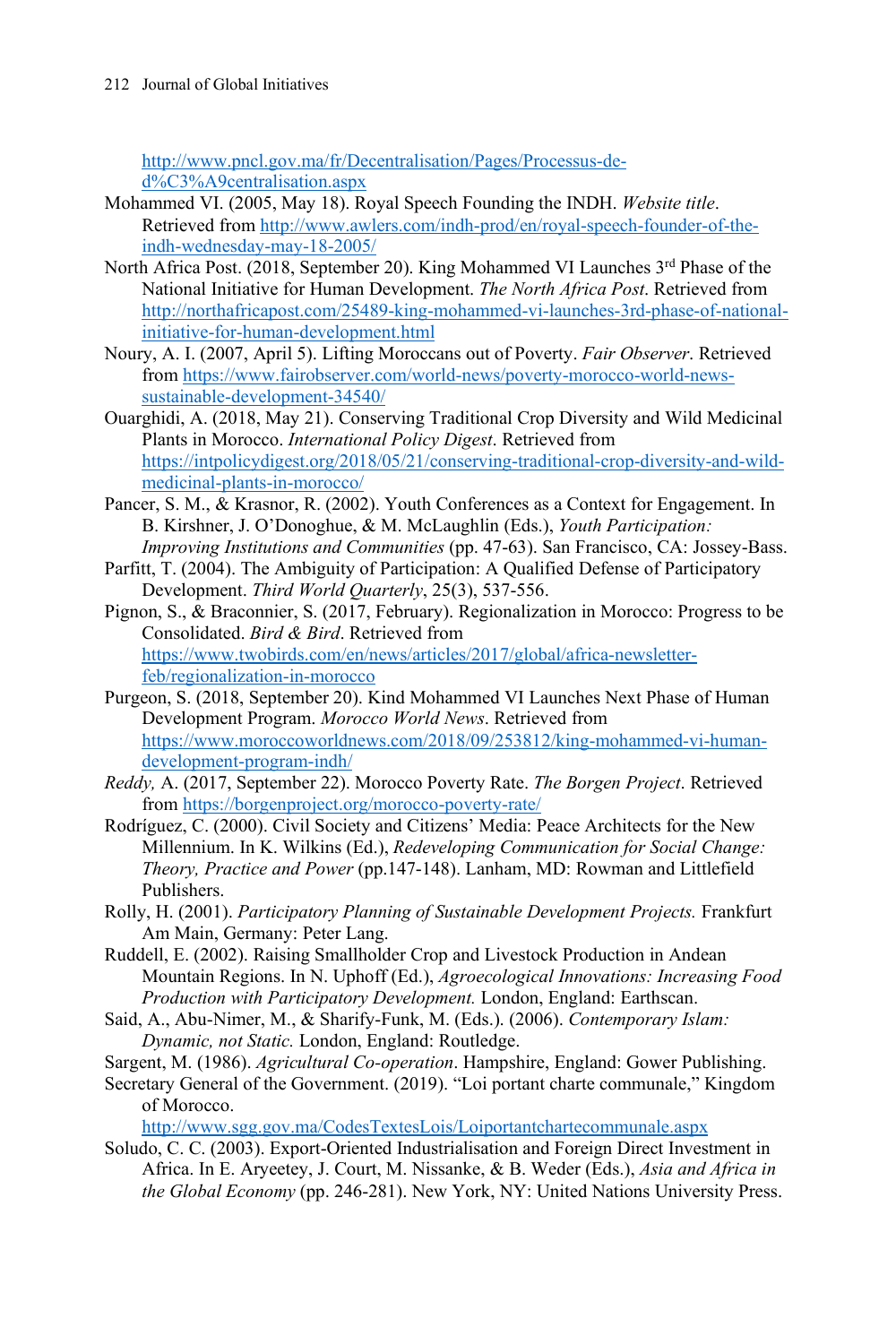http://www.pncl.gov.ma/fr/Decentralisation/Pages/Processus-de-d%C3%A9centralisation.aspx

Mohammed VI. (2005, May 18). Royal Speech Founding the INDH. *Website title*. Retrieved from http://www.awlers.com/indh-prod/en/royal-speech-founder-of-the-indh-wednesday-may-18-2005/

North Africa Post. (2018, September 20). King Mohammed VI Launches 3rd Phase of the National Initiative for Human Development. *The North Africa Post*. Retrieved from http://northafricapost.com/25489-king-mohammed-vi-launches-3rd-phase-of-national-initiative-for-human-development.html

Noury, A. I. (2007, April 5). Lifting Moroccans out of Poverty. *Fair Observer*. Retrieved from https://www.fairobserver.com/world-news/poverty-morocco-world-news-sustainable-development-34540/

Ouarghidi, A. (2018, May 21). Conserving Traditional Crop Diversity and Wild Medicinal Plants in Morocco. *International Policy Digest*. Retrieved from https://intpolicydigest.org/2018/05/21/conserving-traditional-crop-diversity-and-wild-medicinal-plants-in-morocco/

Pancer, S. M., & Krasnor, R. (2002). Youth Conferences as a Context for Engagement. In B. Kirshner, J. O'Donoghue, & M. McLaughlin (Eds.), *Youth Participation: Improving Institutions and Communities* (pp. 47-63). San Francisco, CA: Jossey-Bass.

Parfitt, T. (2004). The Ambiguity of Participation: A Qualified Defense of Participatory Development. *Third World Quarterly*, 25(3), 537-556.

Pignon, S., & Braconnier, S. (2017, February). Regionalization in Morocco: Progress to be Consolidated. *Bird & Bird*. Retrieved from https://www.twobirds.com/en/news/articles/2017/global/africa-newsletter-feb/regionalization-in-morocco

Purgeon, S. (2018, September 20). Kind Mohammed VI Launches Next Phase of Human Development Program. *Morocco World News*. Retrieved from https://www.moroccoworldnews.com/2018/09/253812/king-mohammed-vi-human-development-program-indh/

*Reddy,* A. (2017, September 22). Morocco Poverty Rate. *The Borgen Project*. Retrieved from https://borgenproject.org/morocco-poverty-rate/

Rodríguez, C. (2000). Civil Society and Citizens' Media: Peace Architects for the New Millennium. In K. Wilkins (Ed.), *Redeveloping Communication for Social Change: Theory, Practice and Power* (pp.147-148). Lanham, MD: Rowman and Littlefield Publishers.

Rolly, H. (2001). *Participatory Planning of Sustainable Development Projects.* Frankfurt Am Main, Germany: Peter Lang.

Ruddell, E. (2002). Raising Smallholder Crop and Livestock Production in Andean Mountain Regions. In N. Uphoff (Ed.), *Agroecological Innovations: Increasing Food Production with Participatory Development.* London, England: Earthscan.

Said, A., Abu-Nimer, M., & Sharify-Funk, M. (Eds.). (2006). *Contemporary Islam: Dynamic, not Static.* London, England: Routledge.

Sargent, M. (1986). *Agricultural Co-operation*. Hampshire, England: Gower Publishing.

Secretary General of the Government. (2019). "Loi portant charte communale," Kingdom of Morocco. http://www.sgg.gov.ma/CodesTextesLois/Loiportantchartecommunale.aspx

Soludo, C. C. (2003). Export-Oriented Industrialisation and Foreign Direct Investment in Africa. In E. Aryeetey, J. Court, M. Nissanke, & B. Weder (Eds.), *Asia and Africa in the Global Economy* (pp. 246-281). New York, NY: United Nations University Press.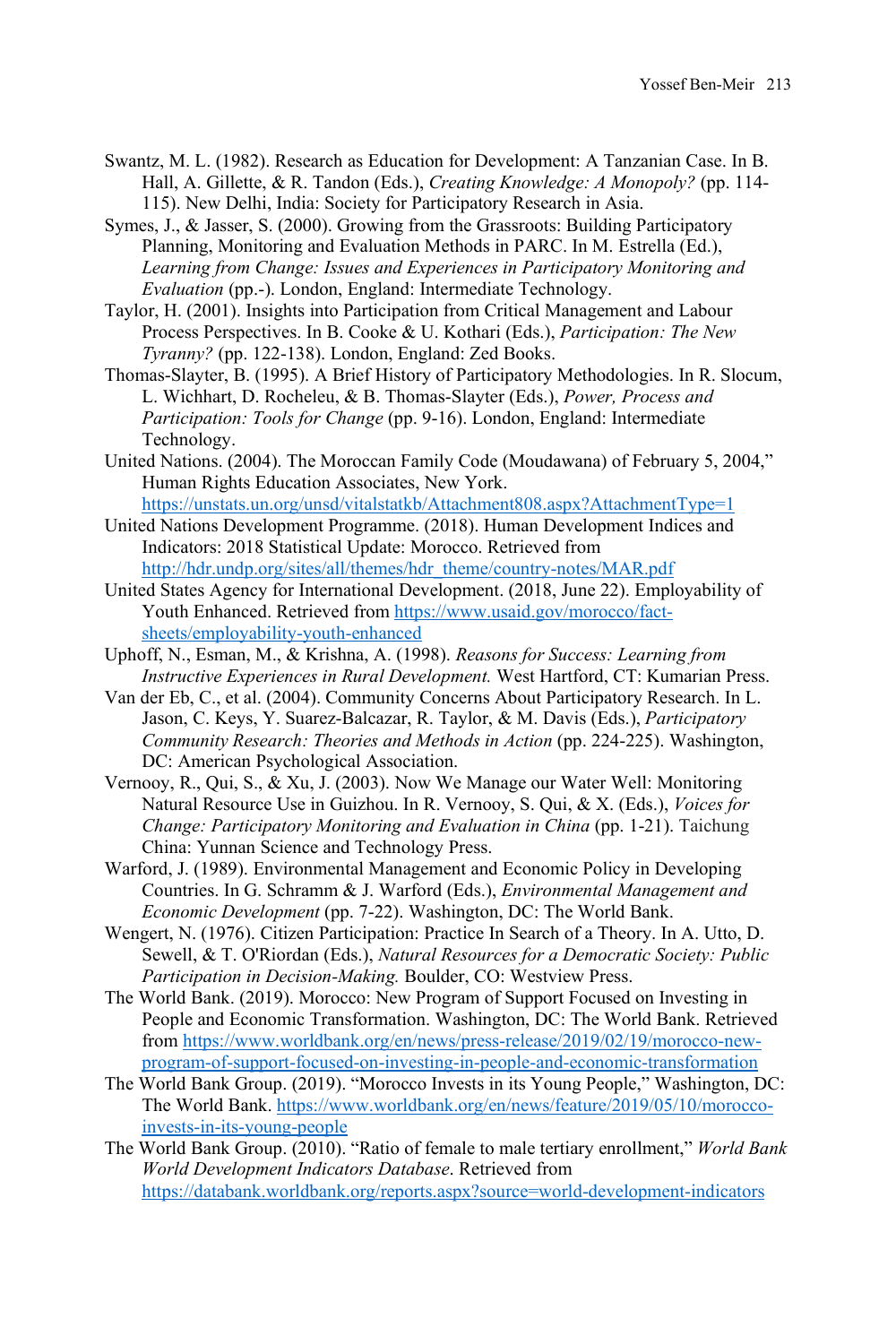Swantz, M. L. (1982). Research as Education for Development: A Tanzanian Case. In B. Hall, A. Gillette, & R. Tandon (Eds.), *Creating Knowledge: A Monopoly?* (pp. 114-115). New Delhi, India: Society for Participatory Research in Asia.

Symes, J., & Jasser, S. (2000). Growing from the Grassroots: Building Participatory Planning, Monitoring and Evaluation Methods in PARC. In M. Estrella (Ed.), *Learning from Change: Issues and Experiences in Participatory Monitoring and Evaluation* (pp.-). London, England: Intermediate Technology.

Taylor, H. (2001). Insights into Participation from Critical Management and Labour Process Perspectives. In B. Cooke & U. Kothari (Eds.), *Participation: The New Tyranny?* (pp. 122-138). London, England: Zed Books.

Thomas-Slayter, B. (1995). A Brief History of Participatory Methodologies. In R. Slocum, L. Wichhart, D. Rocheleu, & B. Thomas-Slayter (Eds.), *Power, Process and Participation: Tools for Change* (pp. 9-16). London, England: Intermediate Technology.

United Nations. (2004). The Moroccan Family Code (Moudawana) of February 5, 2004," Human Rights Education Associates, New York. https://unstats.un.org/unsd/vitalstatkb/Attachment808.aspx?AttachmentType=1

United Nations Development Programme. (2018). Human Development Indices and Indicators: 2018 Statistical Update: Morocco. Retrieved from http://hdr.undp.org/sites/all/themes/hdr_theme/country-notes/MAR.pdf

United States Agency for International Development. (2018, June 22). Employability of Youth Enhanced. Retrieved from https://www.usaid.gov/morocco/fact-sheets/employability-youth-enhanced

Uphoff, N., Esman, M., & Krishna, A. (1998). *Reasons for Success: Learning from Instructive Experiences in Rural Development.* West Hartford, CT: Kumarian Press.

Van der Eb, C., et al. (2004). Community Concerns About Participatory Research. In L. Jason, C. Keys, Y. Suarez-Balcazar, R. Taylor, & M. Davis (Eds.), *Participatory Community Research: Theories and Methods in Action* (pp. 224-225). Washington, DC: American Psychological Association.

Vernooy, R., Qui, S., & Xu, J. (2003). Now We Manage our Water Well: Monitoring Natural Resource Use in Guizhou. In R. Vernooy, S. Qui, & X. (Eds.), *Voices for Change: Participatory Monitoring and Evaluation in China* (pp. 1-21). Taichung China: Yunnan Science and Technology Press.

Warford, J. (1989). Environmental Management and Economic Policy in Developing Countries. In G. Schramm & J. Warford (Eds.), *Environmental Management and Economic Development* (pp. 7-22). Washington, DC: The World Bank.

Wengert, N. (1976). Citizen Participation: Practice In Search of a Theory. In A. Utto, D. Sewell, & T. O'Riordan (Eds.), *Natural Resources for a Democratic Society: Public Participation in Decision-Making.* Boulder, CO: Westview Press.

The World Bank. (2019). Morocco: New Program of Support Focused on Investing in People and Economic Transformation. Washington, DC: The World Bank. Retrieved from https://www.worldbank.org/en/news/press-release/2019/02/19/morocco-new-program-of-support-focused-on-investing-in-people-and-economic-transformation

The World Bank Group. (2019). "Morocco Invests in its Young People," Washington, DC: The World Bank. https://www.worldbank.org/en/news/feature/2019/05/10/morocco-invests-in-its-young-people

The World Bank Group. (2010). "Ratio of female to male tertiary enrollment," *World Bank World Development Indicators Database*. Retrieved from https://databank.worldbank.org/reports.aspx?source=world-development-indicators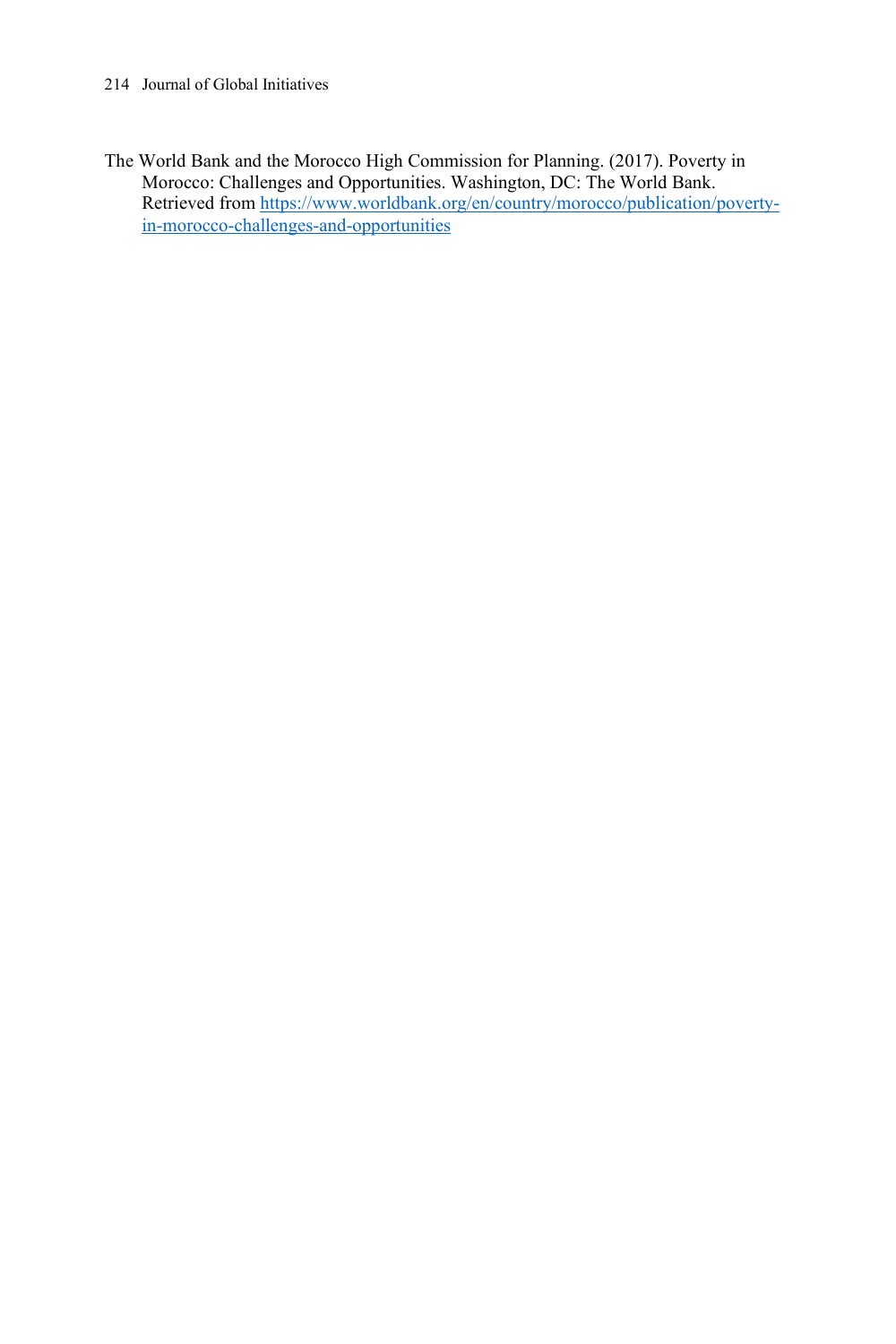The World Bank and the Morocco High Commission for Planning. (2017). Poverty in Morocco: Challenges and Opportunities. Washington, DC: The World Bank. Retrieved from [https://www.worldbank.org/en/country/morocco/publication/poverty-in-morocco-challenges-and-opportunities](https://www.worldbank.org/en/country/morocco/publication/poverty-in-morocco-challenges-and-opportunities)